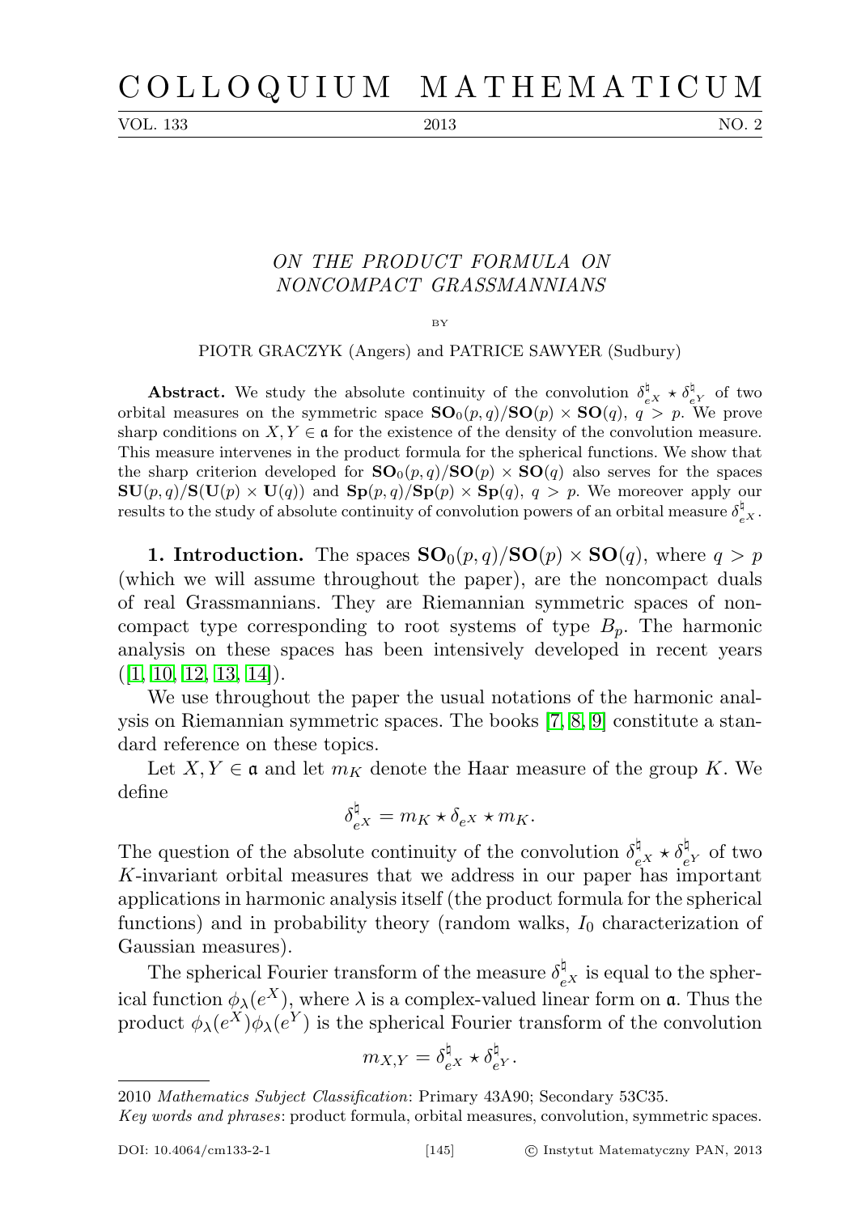# COLLOQUIUM MATHEMATICUM

VOL. 133 2013 NO. 2

## ON THE PRODUCT FORMULA ON NONCOMPACT GRASSMANNIANS

BY

PIOTR GRACZYK (Angers) and PATRICE SAWYER (Sudbury)

**Abstract.** We study the absolute continuity of the convolution $\delta_{e^X}^\natural \star \delta_{e^Y}^\natural$ of two orbital measures on the symmetric space $\mathbf{SO}_0(p,q)/\mathbf{SO}(p)\times\mathbf{SO}(q)$, $q>p$. We prove sharp conditions on $X,Y\in\mathfrak{a}$ for the existence of the density of the convolution measure. This measure intervenes in the product formula for the spherical functions. We show that the sharp criterion developed for $\mathbf{SO}_0(p,q)/\mathbf{SO}(p)\times\mathbf{SO}(q)$ also serves for the spaces $\mathbf{SU}(p,q)/\mathbf{S}(\mathbf{U}(p)\times\mathbf{U}(q))$ and $\mathbf{Sp}(p,q)/\mathbf{Sp}(p)\times\mathbf{Sp}(q)$, $q>p$. We moreover apply our results to the study of absolute continuity of convolution powers of an orbital measure $\delta_{e^X}^\natural$.

**1. Introduction.** The spaces $\mathbf{SO}_0(p,q)/\mathbf{SO}(p)\times\mathbf{SO}(q)$, where $q>p$ (which we will assume throughout the paper), are the noncompact duals of real Grassmannians. They are Riemannian symmetric spaces of noncompact type corresponding to root systems of type $B_p$. The harmonic analysis on these spaces has been intensively developed in recent years ([1, 10, 12, 13, 14]).

We use throughout the paper the usual notations of the harmonic analysis on Riemannian symmetric spaces. The books [7, 8, 9] constitute a standard reference on these topics.

Let $X,Y\in\mathfrak{a}$ and let $m_K$ denote the Haar measure of the group $K$. We define

$$\delta_{e^X}^\natural = m_K\star\delta_{e^X}\star m_K.$$

The question of the absolute continuity of the convolution $\delta_{e^X}^\natural \star \delta_{e^Y}^\natural$ of two $K$-invariant orbital measures that we address in our paper has important applications in harmonic analysis itself (the product formula for the spherical functions) and in probability theory (random walks, $I_0$ characterization of Gaussian measures).

The spherical Fourier transform of the measure $\delta_{e^X}^\natural$ is equal to the spherical function $\phi_\lambda(e^X)$, where $\lambda$ is a complex-valued linear form on $\mathfrak{a}$. Thus the product $\phi_\lambda(e^X)\phi_\lambda(e^Y)$ is the spherical Fourier transform of the convolution

$$m_{X,Y} = \delta_{e^X}^\natural \star \delta_{e^Y}^\natural.$$

2010 *Mathematics Subject Classification*: Primary 43A90; Secondary 53C35.

*Key words and phrases*: product formula, orbital measures, convolution, symmetric spaces.

DOI: 10.4064/cm133-2-1 © Instytut Matematyczny PAN, 2013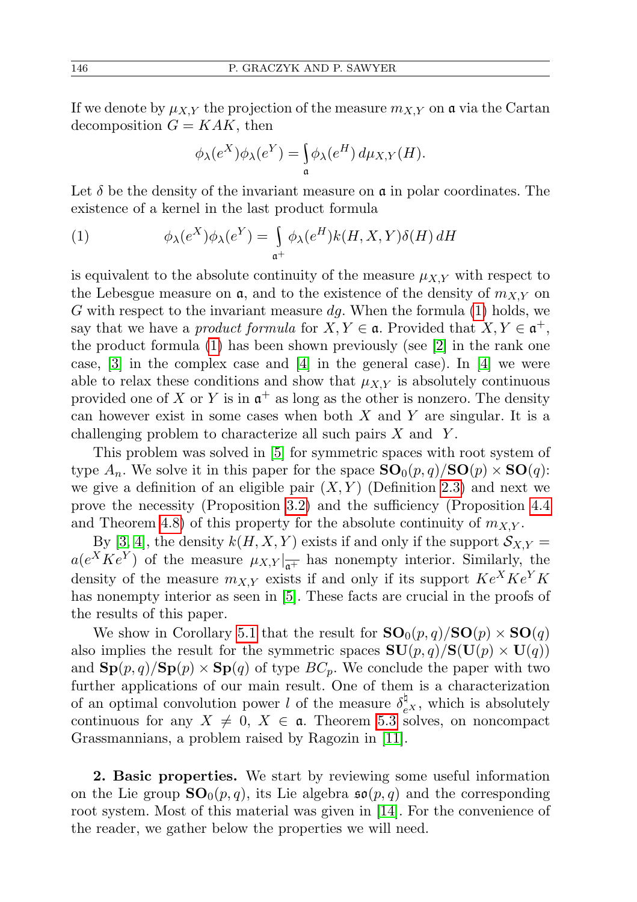If we denote by $\mu_{X,Y}$ the projection of the measure $m_{X,Y}$ on $\mathfrak{a}$ via the Cartan decomposition $G = KAK$, then

$$\phi_\lambda(e^X)\phi_\lambda(e^Y) = \int_{\mathfrak{a}} \phi_\lambda(e^H)\, d\mu_{X,Y}(H).$$

Let $\delta$ be the density of the invariant measure on $\mathfrak{a}$ in polar coordinates. The existence of a kernel in the last product formula

$$\phi_\lambda(e^X)\phi_\lambda(e^Y) = \int_{\mathfrak{a}^+} \phi_\lambda(e^H) k(H,X,Y)\delta(H)\, dH \tag{1}$$

is equivalent to the absolute continuity of the measure $\mu_{X,Y}$ with respect to the Lebesgue measure on $\mathfrak{a}$, and to the existence of the density of $m_{X,Y}$ on $G$ with respect to the invariant measure $dg$. When the formula (1) holds, we say that we have a *product formula* for $X, Y \in \mathfrak{a}$. Provided that $X, Y \in \mathfrak{a}^+$, the product formula (1) has been shown previously (see [2] in the rank one case, [3] in the complex case and [4] in the general case). In [4] we were able to relax these conditions and show that $\mu_{X,Y}$ is absolutely continuous provided one of $X$ or $Y$ is in $\mathfrak{a}^+$ as long as the other is nonzero. The density can however exist in some cases when both $X$ and $Y$ are singular. It is a challenging problem to characterize all such pairs $X$ and $Y$.

This problem was solved in [5] for symmetric spaces with root system of type $A_n$. We solve it in this paper for the space $\mathbf{SO}_0(p,q)/\mathbf{SO}(p)\times\mathbf{SO}(q)$: we give a definition of an eligible pair $(X,Y)$ (Definition 2.3) and next we prove the necessity (Proposition 3.2) and the sufficiency (Proposition 4.4 and Theorem 4.8) of this property for the absolute continuity of $m_{X,Y}$.

By [3, 4], the density $k(H,X,Y)$ exists if and only if the support $\mathcal{S}_{X,Y} = a(e^X K e^Y)$ of the measure $\mu_{X,Y}|_{\overline{\mathfrak{a}^+}}$ has nonempty interior. Similarly, the density of the measure $m_{X,Y}$ exists if and only if its support $K e^X K e^Y K$ has nonempty interior as seen in [5]. These facts are crucial in the proofs of the results of this paper.

We show in Corollary 5.1 that the result for $\mathbf{SO}_0(p,q)/\mathbf{SO}(p)\times\mathbf{SO}(q)$ also implies the result for the symmetric spaces $\mathbf{SU}(p,q)/\mathbf{S}(\mathbf{U}(p)\times\mathbf{U}(q))$ and $\mathbf{Sp}(p,q)/\mathbf{Sp}(p)\times\mathbf{Sp}(q)$ of type $BC_p$. We conclude the paper with two further applications of our main result. One of them is a characterization of an optimal convolution power $l$ of the measure $\delta^\natural_{e^X}$, which is absolutely continuous for any $X \neq 0$, $X \in \mathfrak{a}$. Theorem 5.3 solves, on noncompact Grassmannians, a problem raised by Ragozin in [11].

**2. Basic properties.** We start by reviewing some useful information on the Lie group $\mathbf{SO}_0(p,q)$, its Lie algebra $\mathfrak{so}(p,q)$ and the corresponding root system. Most of this material was given in [14]. For the convenience of the reader, we gather below the properties we will need.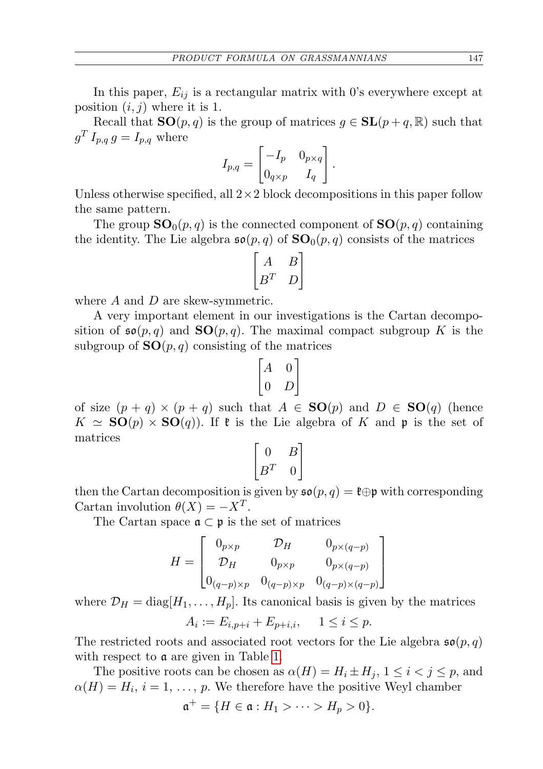In this paper, $E_{ij}$ is a rectangular matrix with 0's everywhere except at position $(i, j)$ where it is 1.

Recall that $\mathbf{SO}(p, q)$ is the group of matrices $g \in \mathbf{SL}(p+q, \mathbb{R})$ such that $g^T I_{p,q}\, g = I_{p,q}$ where

$$I_{p,q} = \begin{bmatrix} -I_p & 0_{p\times q} \\ 0_{q\times p} & I_q \end{bmatrix}.$$

Unless otherwise specified, all $2\times 2$ block decompositions in this paper follow the same pattern.

The group $\mathbf{SO}_0(p, q)$ is the connected component of $\mathbf{SO}(p, q)$ containing the identity. The Lie algebra $\mathfrak{so}(p, q)$ of $\mathbf{SO}_0(p, q)$ consists of the matrices

$$\begin{bmatrix} A & B \\ B^T & D \end{bmatrix}$$

where $A$ and $D$ are skew-symmetric.

A very important element in our investigations is the Cartan decomposition of $\mathfrak{so}(p, q)$ and $\mathbf{SO}(p, q)$. The maximal compact subgroup $K$ is the subgroup of $\mathbf{SO}(p, q)$ consisting of the matrices

$$\begin{bmatrix} A & 0 \\ 0 & D \end{bmatrix}$$

of size $(p+q)\times(p+q)$ such that $A \in \mathbf{SO}(p)$ and $D \in \mathbf{SO}(q)$ (hence $K \simeq \mathbf{SO}(p)\times\mathbf{SO}(q)$). If $\mathfrak{k}$ is the Lie algebra of $K$ and $\mathfrak{p}$ is the set of matrices

$$\begin{bmatrix} 0 & B \\ B^T & 0 \end{bmatrix}$$

then the Cartan decomposition is given by $\mathfrak{so}(p, q) = \mathfrak{k}\oplus\mathfrak{p}$ with corresponding Cartan involution $\theta(X) = -X^T$.

The Cartan space $\mathfrak{a} \subset \mathfrak{p}$ is the set of matrices

$$H = \begin{bmatrix} 0_{p\times p} & \mathcal{D}_H & 0_{p\times(q-p)} \\ \mathcal{D}_H & 0_{p\times p} & 0_{p\times(q-p)} \\ 0_{(q-p)\times p} & 0_{(q-p)\times p} & 0_{(q-p)\times(q-p)} \end{bmatrix}$$

where $\mathcal{D}_H = \operatorname{diag}[H_1, \dots, H_p]$. Its canonical basis is given by the matrices

$$A_i := E_{i,p+i} + E_{p+i,i}, \quad 1 \le i \le p.$$

The restricted roots and associated root vectors for the Lie algebra $\mathfrak{so}(p, q)$ with respect to $\mathfrak{a}$ are given in Table 1.

The positive roots can be chosen as $\alpha(H) = H_i \pm H_j$, $1 \le i < j \le p$, and $\alpha(H) = H_i$, $i = 1, \dots, p$. We therefore have the positive Weyl chamber

$$\mathfrak{a}^+ = \{H \in \mathfrak{a} : H_1 > \cdots > H_p > 0\}.$$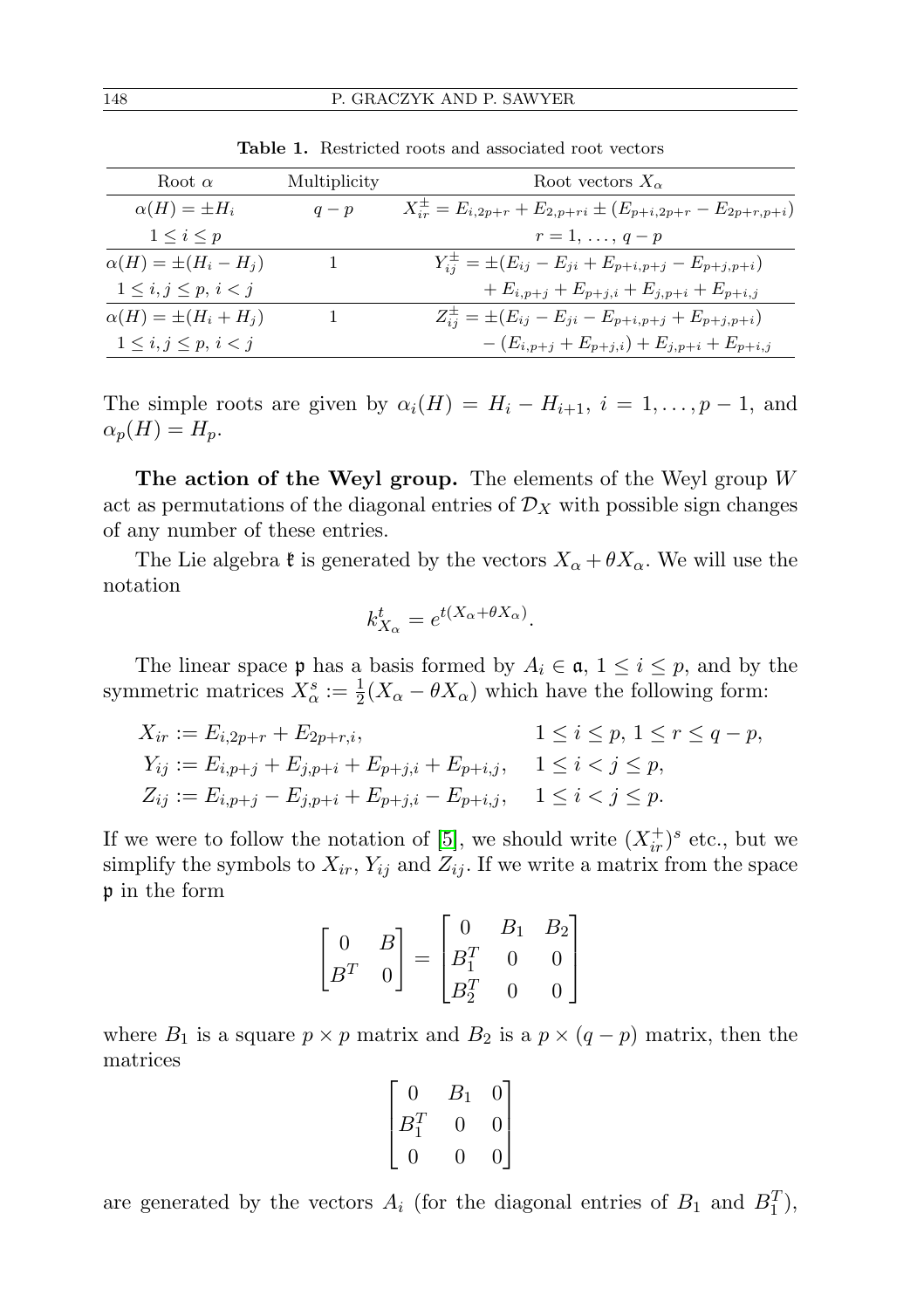**Table 1.** Restricted roots and associated root vectors

| Root $\alpha$ | Multiplicity | Root vectors $X_\alpha$ |
|---|---|---|
| $\alpha(H) = \pm H_i$ <br> $1 \le i \le p$ | $q-p$ | $X_{ir}^{\pm} = E_{i,2p+r} + E_{2,p+ri} \pm (E_{p+i,2p+r} - E_{2p+r,p+i})$ <br> $r = 1, \ldots, q-p$ |
| $\alpha(H) = \pm(H_i - H_j)$ <br> $1 \le i, j \le p$, $i < j$ | 1 | $Y_{ij}^{\pm} = \pm(E_{ij} - E_{ji} + E_{p+i,p+j} - E_{p+j,p+i})$ <br> $+ E_{i,p+j} + E_{p+j,i} + E_{j,p+i} + E_{p+i,j}$ |
| $\alpha(H) = \pm(H_i + H_j)$ <br> $1 \le i, j \le p$, $i < j$ | 1 | $Z_{ij}^{\pm} = \pm(E_{ij} - E_{ji} - E_{p+i,p+j} + E_{p+j,p+i})$ <br> $-(E_{i,p+j} + E_{p+j,i}) + E_{j,p+i} + E_{p+i,j}$ |

The simple roots are given by $\alpha_i(H) = H_i - H_{i+1}$, $i = 1, \ldots, p-1$, and $\alpha_p(H) = H_p$.

**The action of the Weyl group.** The elements of the Weyl group $W$ act as permutations of the diagonal entries of $\mathcal{D}_X$ with possible sign changes of any number of these entries.

The Lie algebra $\mathfrak{k}$ is generated by the vectors $X_\alpha + \theta X_\alpha$. We will use the notation

$$k_{X_\alpha}^t = e^{t(X_\alpha + \theta X_\alpha)}.$$

The linear space $\mathfrak{p}$ has a basis formed by $A_i \in \mathfrak{a}$, $1 \le i \le p$, and by the symmetric matrices $X_\alpha^s := \frac{1}{2}(X_\alpha - \theta X_\alpha)$ which have the following form:

$$\begin{aligned}
X_{ir} &:= E_{i,2p+r} + E_{2p+r,i}, && 1 \le i \le p,\ 1 \le r \le q-p,\\
Y_{ij} &:= E_{i,p+j} + E_{j,p+i} + E_{p+j,i} + E_{p+i,j}, && 1 \le i < j \le p,\\
Z_{ij} &:= E_{i,p+j} - E_{j,p+i} + E_{p+j,i} - E_{p+i,j}, && 1 \le i < j \le p.
\end{aligned}$$

If we were to follow the notation of [5], we should write $(X_{ir}^+)^s$ etc., but we simplify the symbols to $X_{ir}$, $Y_{ij}$ and $Z_{ij}$. If we write a matrix from the space $\mathfrak{p}$ in the form

$$\begin{bmatrix} 0 & B \\ B^T & 0 \end{bmatrix} = \begin{bmatrix} 0 & B_1 & B_2 \\ B_1^T & 0 & 0 \\ B_2^T & 0 & 0 \end{bmatrix}$$

where $B_1$ is a square $p \times p$ matrix and $B_2$ is a $p \times (q-p)$ matrix, then the matrices

$$\begin{bmatrix} 0 & B_1 & 0 \\ B_1^T & 0 & 0 \\ 0 & 0 & 0 \end{bmatrix}$$

are generated by the vectors $A_i$ (for the diagonal entries of $B_1$ and $B_1^T$),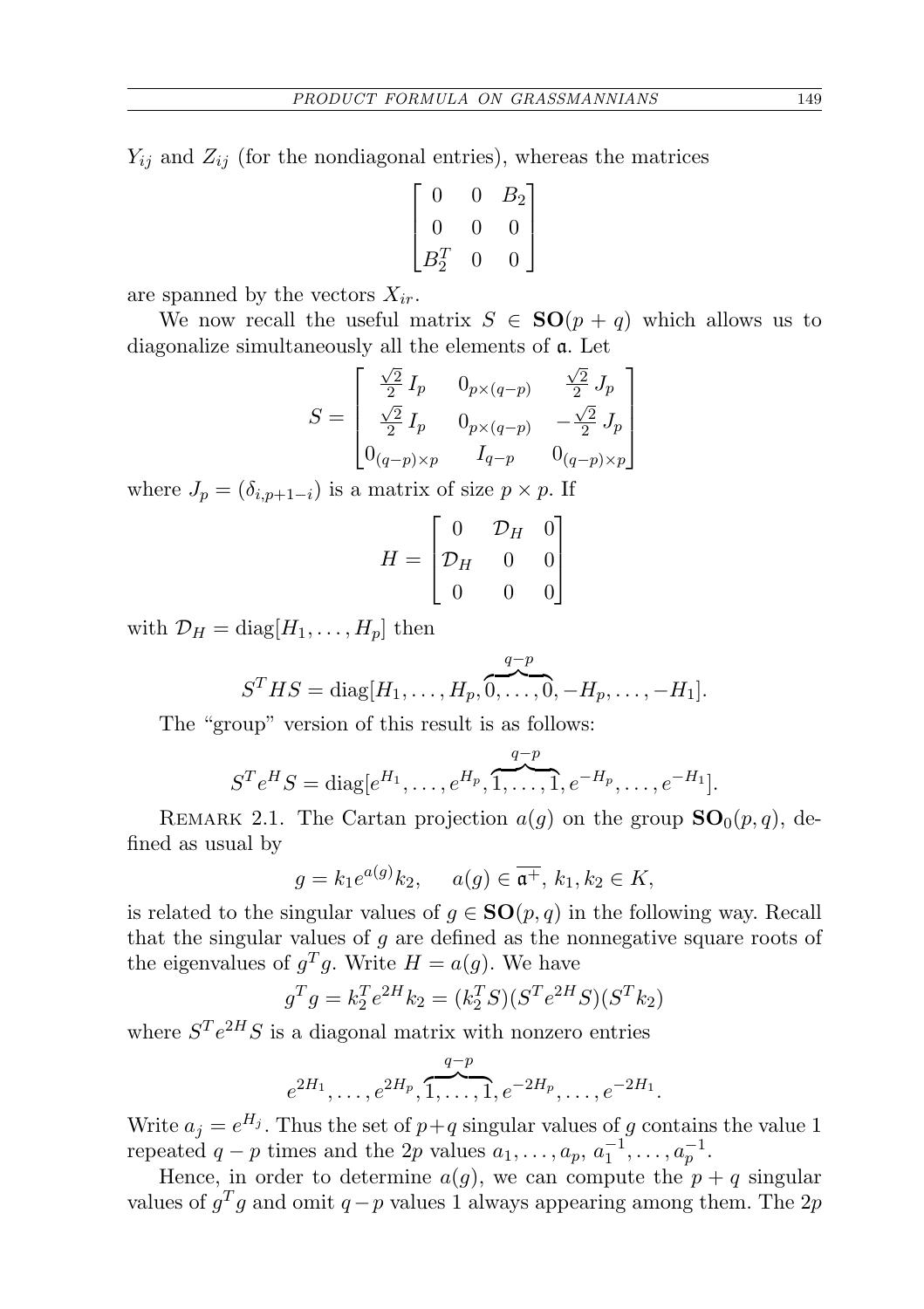$Y_{ij}$ and $Z_{ij}$ (for the nondiagonal entries), whereas the matrices

$$\begin{bmatrix} 0 & 0 & B_2 \\ 0 & 0 & 0 \\ B_2^T & 0 & 0 \end{bmatrix}$$

are spanned by the vectors $X_{ir}$.

We now recall the useful matrix $S \in \mathbf{SO}(p+q)$ which allows us to diagonalize simultaneously all the elements of $\mathfrak{a}$. Let

$$S = \begin{bmatrix} \frac{\sqrt{2}}{2}\, I_p & 0_{p\times(q-p)} & \frac{\sqrt{2}}{2}\, J_p \\ \frac{\sqrt{2}}{2}\, I_p & 0_{p\times(q-p)} & -\frac{\sqrt{2}}{2}\, J_p \\ 0_{(q-p)\times p} & I_{q-p} & 0_{(q-p)\times p} \end{bmatrix}$$

where $J_p = (\delta_{i,p+1-i})$ is a matrix of size $p \times p$. If

$$H = \begin{bmatrix} 0 & \mathcal{D}_H & 0 \\ \mathcal{D}_H & 0 & 0 \\ 0 & 0 & 0 \end{bmatrix}$$

with $\mathcal{D}_H = \operatorname{diag}[H_1, \dots, H_p]$ then

$$S^T H S = \operatorname{diag}[H_1, \dots, H_p, \overbrace{0, \dots, 0}^{q-p}, -H_p, \dots, -H_1].$$

The "group" version of this result is as follows:

$$S^T e^H S = \operatorname{diag}[e^{H_1}, \dots, e^{H_p}, \overbrace{1, \dots, 1}^{q-p}, e^{-H_p}, \dots, e^{-H_1}].$$

Remark 2.1. The Cartan projection $a(g)$ on the group $\mathbf{SO}_0(p,q)$, defined as usual by

$$g = k_1 e^{a(g)} k_2, \qquad a(g) \in \overline{\mathfrak{a}^+},\ k_1, k_2 \in K,$$

is related to the singular values of $g \in \mathbf{SO}(p,q)$ in the following way. Recall that the singular values of $g$ are defined as the nonnegative square roots of the eigenvalues of $g^T g$. Write $H = a(g)$. We have

$$g^T g = k_2^T e^{2H} k_2 = (k_2^T S)(S^T e^{2H} S)(S^T k_2)$$

where $S^T e^{2H} S$ is a diagonal matrix with nonzero entries

$$e^{2H_1}, \dots, e^{2H_p}, \overbrace{1, \dots, 1}^{q-p}, e^{-2H_p}, \dots, e^{-2H_1}.$$

Write $a_j = e^{H_j}$. Thus the set of $p+q$ singular values of $g$ contains the value 1 repeated $q-p$ times and the $2p$ values $a_1, \dots, a_p$, $a_1^{-1}, \dots, a_p^{-1}$.

Hence, in order to determine $a(g)$, we can compute the $p+q$ singular values of $g^T g$ and omit $q-p$ values 1 always appearing among them. The $2p$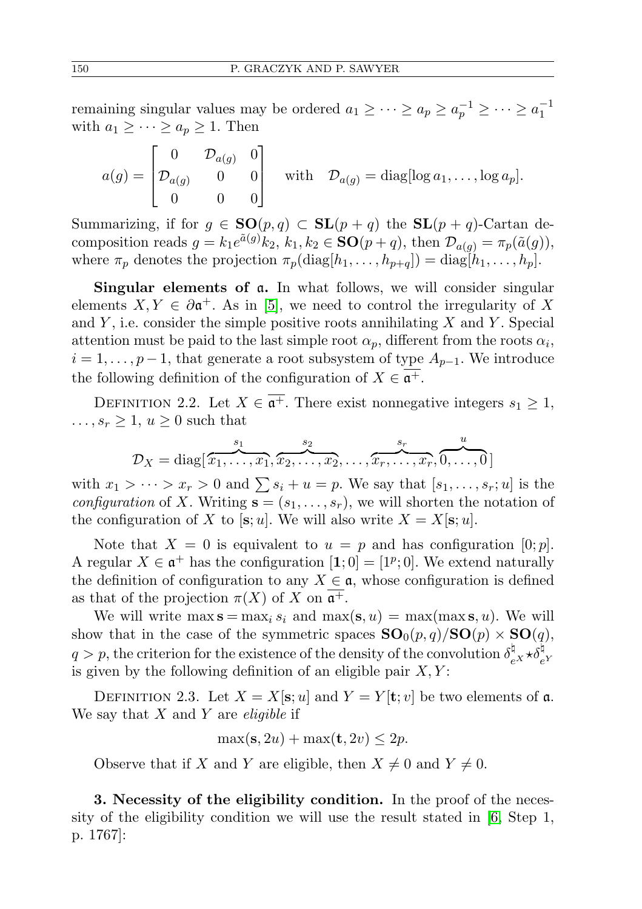remaining singular values may be ordered $a_1 \geq \cdots \geq a_p \geq a_p^{-1} \geq \cdots \geq a_1^{-1}$ with $a_1 \geq \cdots \geq a_p \geq 1$. Then

$$a(g) = \begin{bmatrix} 0 & \mathcal{D}_{a(g)} & 0 \\ \mathcal{D}_{a(g)} & 0 & 0 \\ 0 & 0 & 0 \end{bmatrix} \quad \text{with} \quad \mathcal{D}_{a(g)} = \operatorname{diag}[\log a_1, \ldots, \log a_p].$$

Summarizing, if for $g \in \mathbf{SO}(p,q) \subset \mathbf{SL}(p+q)$ the $\mathbf{SL}(p+q)$-Cartan decomposition reads $g = k_1 e^{\tilde{a}(g)} k_2$, $k_1, k_2 \in \mathbf{SO}(p+q)$, then $\mathcal{D}_{a(g)} = \pi_p(\tilde{a}(g))$, where $\pi_p$ denotes the projection $\pi_p(\operatorname{diag}[h_1, \ldots, h_{p+q}]) = \operatorname{diag}[h_1, \ldots, h_p]$.

**Singular elements of $\mathfrak{a}$.** In what follows, we will consider singular elements $X, Y \in \partial\mathfrak{a}^+$. As in [5], we need to control the irregularity of $X$ and $Y$, i.e. consider the simple positive roots annihilating $X$ and $Y$. Special attention must be paid to the last simple root $\alpha_p$, different from the roots $\alpha_i$, $i = 1, \ldots, p-1$, that generate a root subsystem of type $A_{p-1}$. We introduce the following definition of the configuration of $X \in \overline{\mathfrak{a}^+}$.

Definition 2.2. Let $X \in \overline{\mathfrak{a}^+}$. There exist nonnegative integers $s_1 \geq 1$, $\ldots, s_r \geq 1$, $u \geq 0$ such that

$$\mathcal{D}_X = \operatorname{diag}[\overbrace{x_1, \ldots, x_1}^{s_1}, \overbrace{x_2, \ldots, x_2}^{s_2}, \ldots, \overbrace{x_r, \ldots, x_r}^{s_r}, \overbrace{0, \ldots, 0}^{u}]$$

with $x_1 > \cdots > x_r > 0$ and $\sum s_i + u = p$. We say that $[s_1, \ldots, s_r; u]$ is the *configuration* of $X$. Writing $\mathbf{s} = (s_1, \ldots, s_r)$, we will shorten the notation of the configuration of $X$ to $[\mathbf{s}; u]$. We will also write $X = X[\mathbf{s}; u]$.

Note that $X = 0$ is equivalent to $u = p$ and has configuration $[0; p]$. A regular $X \in \mathfrak{a}^+$ has the configuration $[\mathbf{1}; 0] = [1^p; 0]$. We extend naturally the definition of configuration to any $X \in \mathfrak{a}$, whose configuration is defined as that of the projection $\pi(X)$ of $X$ on $\overline{\mathfrak{a}^+}$.

We will write $\max \mathbf{s} = \max_i s_i$ and $\max(\mathbf{s}, u) = \max(\max \mathbf{s}, u)$. We will show that in the case of the symmetric spaces $\mathbf{SO}_0(p,q)/\mathbf{SO}(p) \times \mathbf{SO}(q)$, $q > p$, the criterion for the existence of the density of the convolution $\delta_{e^X}^\natural \star \delta_{e^Y}^\natural$ is given by the following definition of an eligible pair $X, Y$:

Definition 2.3. Let $X = X[\mathbf{s}; u]$ and $Y = Y[\mathbf{t}; v]$ be two elements of $\mathfrak{a}$. We say that $X$ and $Y$ are *eligible* if

$$\max(\mathbf{s}, 2u) + \max(\mathbf{t}, 2v) \leq 2p.$$

Observe that if $X$ and $Y$ are eligible, then $X \neq 0$ and $Y \neq 0$.

## 3. Necessity of the eligibility condition.

In the proof of the necessity of the eligibility condition we will use the result stated in [6, Step 1, p. 1767]: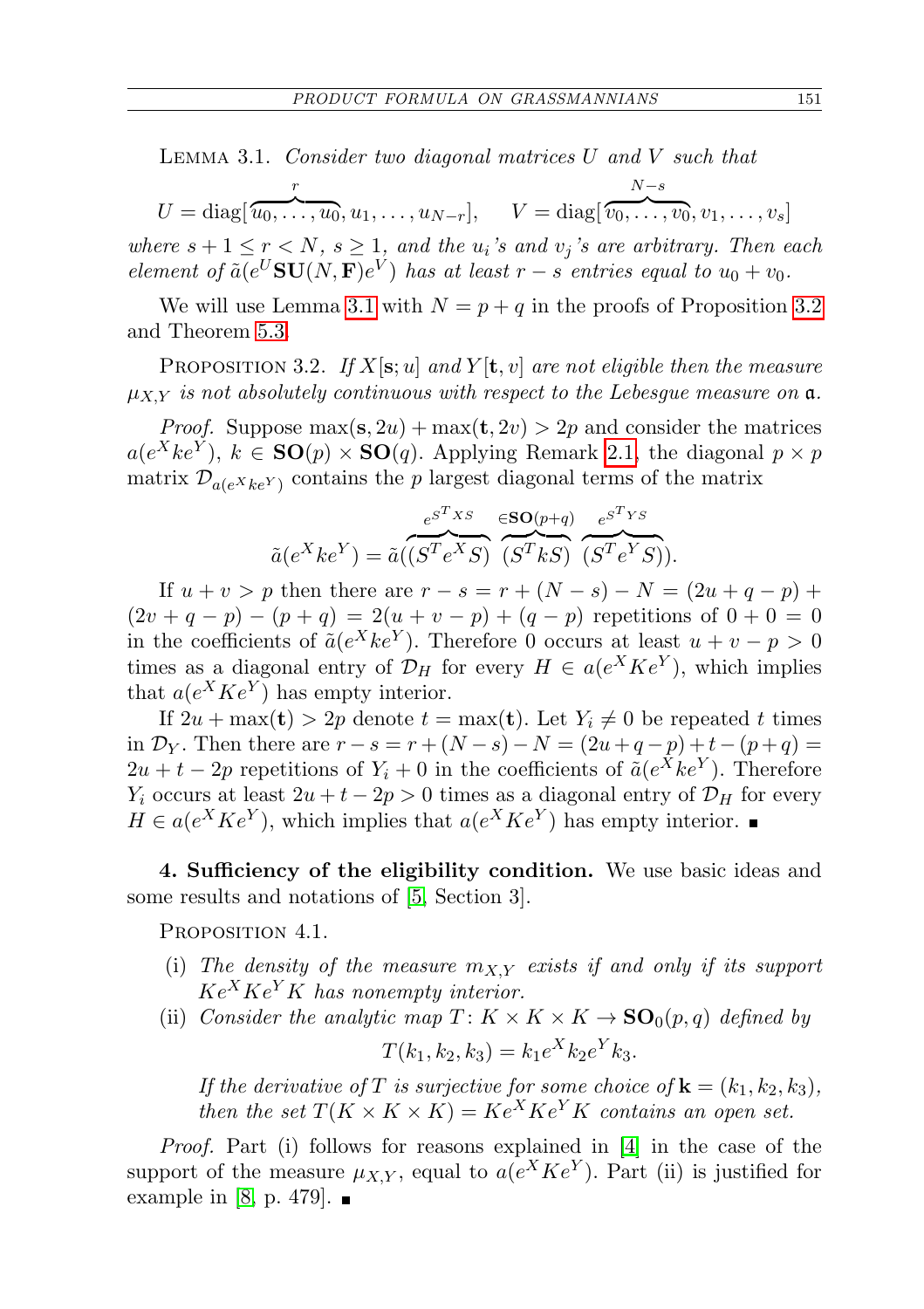LEMMA 3.1. *Consider two diagonal matrices $U$ and $V$ such that*

$$U = \mathrm{diag}[\overbrace{u_0, \dots, u_0}^{r}, u_1, \dots, u_{N-r}], \qquad V = \mathrm{diag}[\overbrace{v_0, \dots, v_0}^{N-s}, v_1, \dots, v_s]$$

*where $s+1 \le r < N$, $s \ge 1$, and the $u_i$'s and $v_j$'s are arbitrary. Then each element of $\tilde{a}(e^U \mathbf{SU}(N, \mathbf{F}) e^V)$ has at least $r - s$ entries equal to $u_0 + v_0$.*

We will use Lemma 3.1 with $N = p + q$ in the proofs of Proposition 3.2 and Theorem 5.3.

PROPOSITION 3.2. *If $X[\mathbf{s}; u]$ and $Y[\mathbf{t}, v]$ are not eligible then the measure $\mu_{X,Y}$ is not absolutely continuous with respect to the Lebesgue measure on $\mathfrak{a}$.*

*Proof.* Suppose $\max(\mathbf{s}, 2u) + \max(\mathbf{t}, 2v) > 2p$ and consider the matrices $a(e^X k e^Y)$, $k \in \mathbf{SO}(p) \times \mathbf{SO}(q)$. Applying Remark 2.1, the diagonal $p \times p$ matrix $\mathcal{D}_{a(e^X k e^Y)}$ contains the $p$ largest diagonal terms of the matrix

$$\tilde{a}(e^X k e^Y) = \tilde{a}(\overbrace{(S^T e^X S)}^{e^{S^T X S}} \overbrace{(S^T k S)}^{\in \mathbf{SO}(p+q)} \overbrace{(S^T e^Y S)}^{e^{S^T Y S}}).$$

If $u + v > p$ then there are $r - s = r + (N - s) - N = (2u + q - p) + (2v + q - p) - (p + q) = 2(u + v - p) + (q - p)$ repetitions of $0 + 0 = 0$ in the coefficients of $\tilde{a}(e^X k e^Y)$. Therefore $0$ occurs at least $u + v - p > 0$ times as a diagonal entry of $\mathcal{D}_H$ for every $H \in a(e^X K e^Y)$, which implies that $a(e^X K e^Y)$ has empty interior.

If $2u + \max(\mathbf{t}) > 2p$ denote $t = \max(\mathbf{t})$. Let $Y_i \neq 0$ be repeated $t$ times in $\mathcal{D}_Y$. Then there are $r - s = r + (N - s) - N = (2u + q - p) + t - (p + q) = 2u + t - 2p$ repetitions of $Y_i + 0$ in the coefficients of $\tilde{a}(e^X k e^Y)$. Therefore $Y_i$ occurs at least $2u + t - 2p > 0$ times as a diagonal entry of $\mathcal{D}_H$ for every $H \in a(e^X K e^Y)$, which implies that $a(e^X K e^Y)$ has empty interior. ∎

**4. Sufficiency of the eligibility condition.** We use basic ideas and some results and notations of [5, Section 3].

PROPOSITION 4.1.

- (i) *The density of the measure $m_{X,Y}$ exists if and only if its support $K e^X K e^Y K$ has nonempty interior.*
- (ii) *Consider the analytic map $T \colon K \times K \times K \to \mathbf{SO}_0(p, q)$ defined by*

  $$T(k_1, k_2, k_3) = k_1 e^X k_2 e^Y k_3.$$

  *If the derivative of $T$ is surjective for some choice of $\mathbf{k} = (k_1, k_2, k_3)$, then the set $T(K \times K \times K) = K e^X K e^Y K$ contains an open set.*

*Proof.* Part (i) follows for reasons explained in [4] in the case of the support of the measure $\mu_{X,Y}$, equal to $a(e^X K e^Y)$. Part (ii) is justified for example in [8, p. 479]. ∎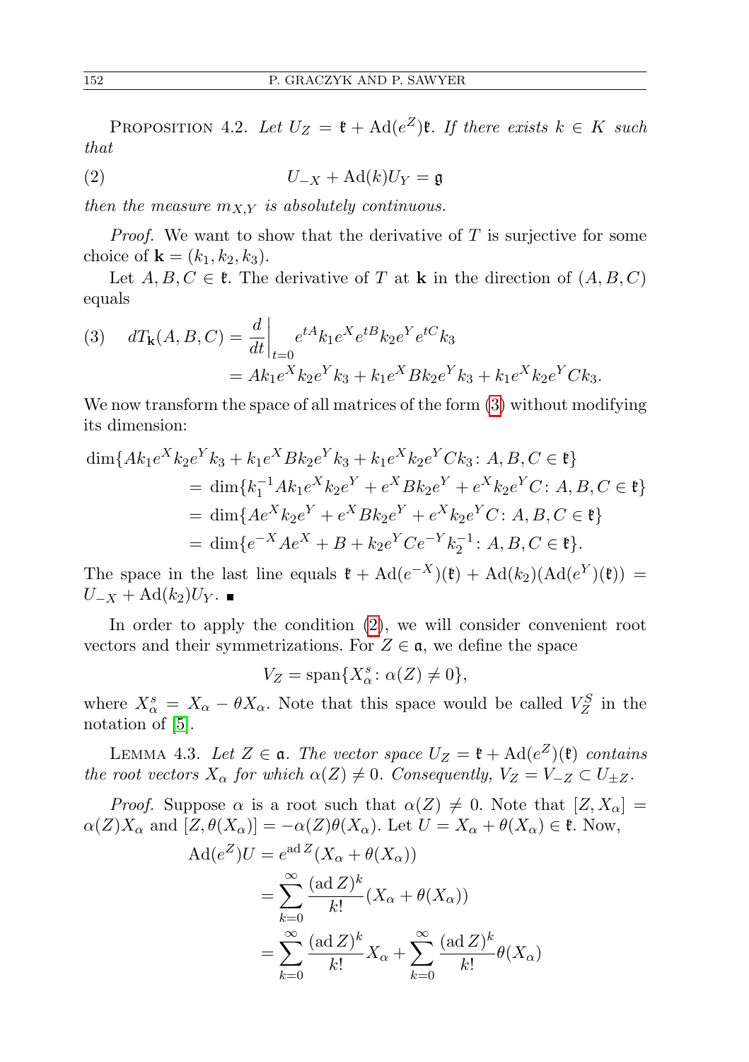Proposition 4.2. *Let $U_Z = \mathfrak{k} + \mathrm{Ad}(e^Z)\mathfrak{k}$. If there exists $k \in K$ such that*

$$U_{-X} + \mathrm{Ad}(k) U_Y = \mathfrak{g} \tag{2}$$

*then the measure $m_{X,Y}$ is absolutely continuous.*

*Proof.* We want to show that the derivative of $T$ is surjective for some choice of $\mathbf{k} = (k_1, k_2, k_3)$.

Let $A, B, C \in \mathfrak{k}$. The derivative of $T$ at $\mathbf{k}$ in the direction of $(A, B, C)$ equals

$$\begin{aligned} dT_{\mathbf{k}}(A,B,C) &= \frac{d}{dt}\bigg|_{t=0} e^{tA} k_1 e^X e^{tB} k_2 e^Y e^{tC} k_3 \\ &= A k_1 e^X k_2 e^Y k_3 + k_1 e^X B k_2 e^Y k_3 + k_1 e^X k_2 e^Y C k_3. \end{aligned} \tag{3}$$

We now transform the space of all matrices of the form (3) without modifying its dimension:

$$\begin{aligned} \dim\{&A k_1 e^X k_2 e^Y k_3 + k_1 e^X B k_2 e^Y k_3 + k_1 e^X k_2 e^Y C k_3 \colon A, B, C \in \mathfrak{k}\} \\ &= \dim\{k_1^{-1} A k_1 e^X k_2 e^Y + e^X B k_2 e^Y + e^X k_2 e^Y C \colon A, B, C \in \mathfrak{k}\} \\ &= \dim\{A e^X k_2 e^Y + e^X B k_2 e^Y + e^X k_2 e^Y C \colon A, B, C \in \mathfrak{k}\} \\ &= \dim\{e^{-X} A e^X + B + k_2 e^Y C e^{-Y} k_2^{-1} \colon A, B, C \in \mathfrak{k}\}. \end{aligned}$$

The space in the last line equals $\mathfrak{k} + \mathrm{Ad}(e^{-X})(\mathfrak{k}) + \mathrm{Ad}(k_2)(\mathrm{Ad}(e^Y)(\mathfrak{k})) = U_{-X} + \mathrm{Ad}(k_2) U_Y$. ∎

In order to apply the condition (2), we will consider convenient root vectors and their symmetrizations. For $Z \in \mathfrak{a}$, we define the space

$$V_Z = \mathrm{span}\{X_\alpha^s \colon \alpha(Z) \neq 0\},$$

where $X_\alpha^s = X_\alpha - \theta X_\alpha$. Note that this space would be called $V_Z^S$ in the notation of [5].

Lemma 4.3. *Let $Z \in \mathfrak{a}$. The vector space $U_Z = \mathfrak{k} + \mathrm{Ad}(e^Z)(\mathfrak{k})$ contains the root vectors $X_\alpha$ for which $\alpha(Z) \neq 0$. Consequently, $V_Z = V_{-Z} \subset U_{\pm Z}$.*

*Proof.* Suppose $\alpha$ is a root such that $\alpha(Z) \neq 0$. Note that $[Z, X_\alpha] = \alpha(Z) X_\alpha$ and $[Z, \theta(X_\alpha)] = -\alpha(Z)\theta(X_\alpha)$. Let $U = X_\alpha + \theta(X_\alpha) \in \mathfrak{k}$. Now,

$$\begin{aligned} \mathrm{Ad}(e^Z) U &= e^{\mathrm{ad}\, Z}(X_\alpha + \theta(X_\alpha)) \\ &= \sum_{k=0}^\infty \frac{(\mathrm{ad}\, Z)^k}{k!} (X_\alpha + \theta(X_\alpha)) \\ &= \sum_{k=0}^\infty \frac{(\mathrm{ad}\, Z)^k}{k!} X_\alpha + \sum_{k=0}^\infty \frac{(\mathrm{ad}\, Z)^k}{k!} \theta(X_\alpha) \end{aligned}$$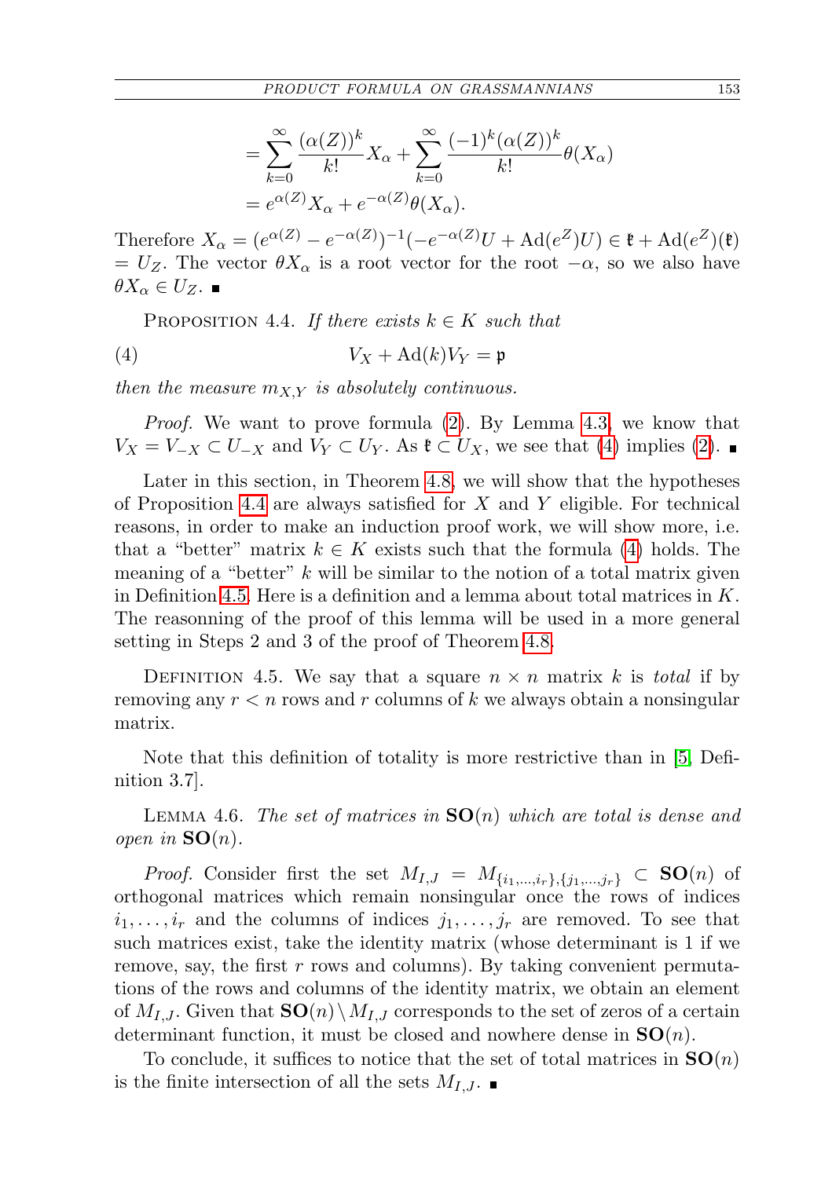$$
\begin{aligned}
&= \sum_{k=0}^{\infty} \frac{(\alpha(Z))^k}{k!} X_\alpha + \sum_{k=0}^{\infty} \frac{(-1)^k (\alpha(Z))^k}{k!} \theta(X_\alpha) \\
&= e^{\alpha(Z)} X_\alpha + e^{-\alpha(Z)} \theta(X_\alpha).
\end{aligned}
$$

Therefore $X_\alpha = (e^{\alpha(Z)} - e^{-\alpha(Z)})^{-1}(-e^{-\alpha(Z)}U + \mathrm{Ad}(e^Z)U) \in \mathfrak{k} + \mathrm{Ad}(e^Z)(\mathfrak{k}) = U_Z$. The vector $\theta X_\alpha$ is a root vector for the root $-\alpha$, so we also have $\theta X_\alpha \in U_Z$. ∎

Proposition 4.4. *If there exists $k \in K$ such that*

$$
V_X + \mathrm{Ad}(k) V_Y = \mathfrak{p} \tag{4}
$$

*then the measure $m_{X,Y}$ is absolutely continuous.*

*Proof.* We want to prove formula (2). By Lemma 4.3, we know that $V_X = V_{-X} \subset U_{-X}$ and $V_Y \subset U_Y$. As $\mathfrak{k} \subset U_X$, we see that (4) implies (2). ∎

Later in this section, in Theorem 4.8, we will show that the hypotheses of Proposition 4.4 are always satisfied for $X$ and $Y$ eligible. For technical reasons, in order to make an induction proof work, we will show more, i.e. that a "better" matrix $k \in K$ exists such that the formula (4) holds. The meaning of a "better" $k$ will be similar to the notion of a total matrix given in Definition 4.5. Here is a definition and a lemma about total matrices in $K$. The reasonning of the proof of this lemma will be used in a more general setting in Steps 2 and 3 of the proof of Theorem 4.8.

Definition 4.5. We say that a square $n \times n$ matrix $k$ is *total* if by removing any $r < n$ rows and $r$ columns of $k$ we always obtain a nonsingular matrix.

Note that this definition of totality is more restrictive than in [5, Definition 3.7].

Lemma 4.6. *The set of matrices in $\mathbf{SO}(n)$ which are total is dense and open in $\mathbf{SO}(n)$.*

*Proof.* Consider first the set $M_{I,J} = M_{\{i_1,\ldots,i_r\},\{j_1,\ldots,j_r\}} \subset \mathbf{SO}(n)$ of orthogonal matrices which remain nonsingular once the rows of indices $i_1, \ldots, i_r$ and the columns of indices $j_1, \ldots, j_r$ are removed. To see that such matrices exist, take the identity matrix (whose determinant is 1 if we remove, say, the first $r$ rows and columns). By taking convenient permutations of the rows and columns of the identity matrix, we obtain an element of $M_{I,J}$. Given that $\mathbf{SO}(n) \setminus M_{I,J}$ corresponds to the set of zeros of a certain determinant function, it must be closed and nowhere dense in $\mathbf{SO}(n)$.

To conclude, it suffices to notice that the set of total matrices in $\mathbf{SO}(n)$ is the finite intersection of all the sets $M_{I,J}$. ∎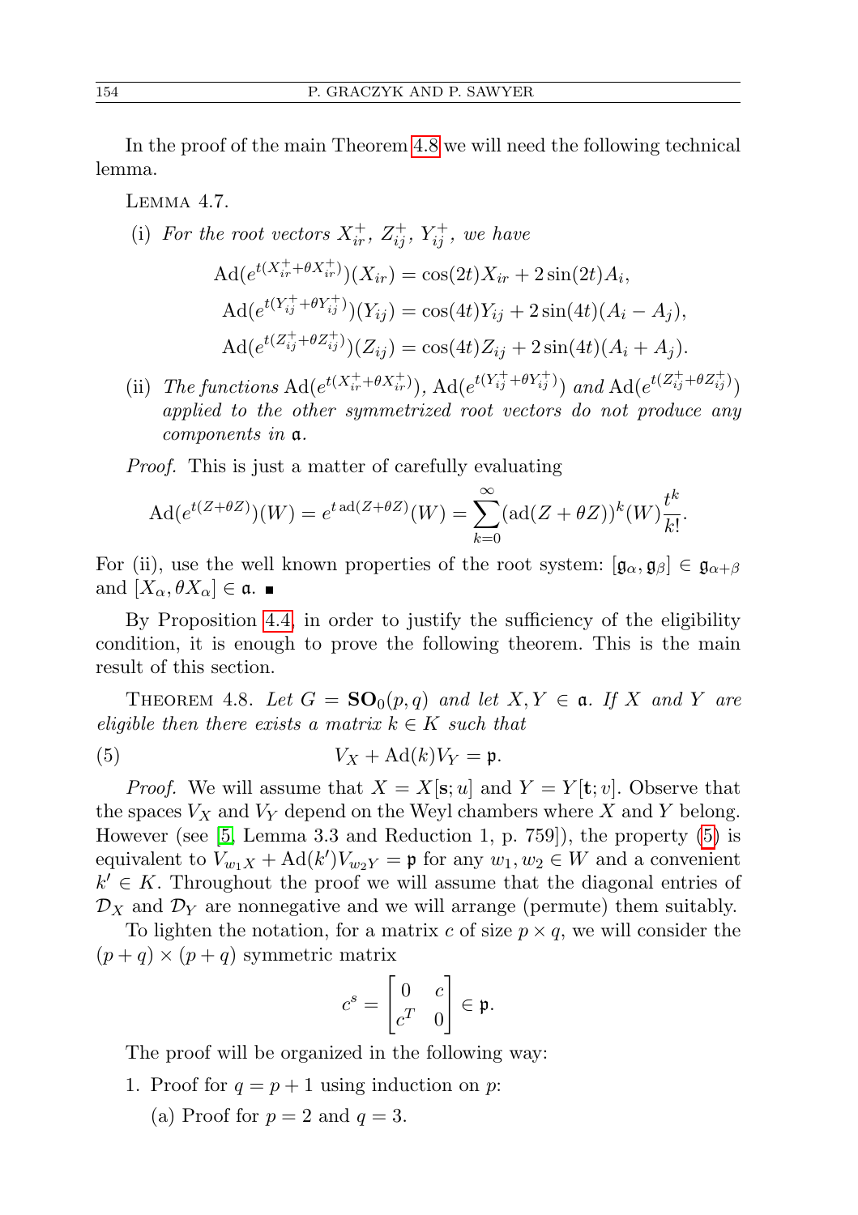In the proof of the main Theorem 4.8 we will need the following technical lemma.

Lemma 4.7.

(i) *For the root vectors* $X_{ir}^+$, $Z_{ij}^+$, $Y_{ij}^+$, *we have*

$$\begin{aligned}
\mathrm{Ad}(e^{t(X_{ir}^+ + \theta X_{ir}^+)})(X_{ir}) &= \cos(2t) X_{ir} + 2\sin(2t) A_i,\\
\mathrm{Ad}(e^{t(Y_{ij}^+ + \theta Y_{ij}^+)})(Y_{ij}) &= \cos(4t) Y_{ij} + 2\sin(4t)(A_i - A_j),\\
\mathrm{Ad}(e^{t(Z_{ij}^+ + \theta Z_{ij}^+)})(Z_{ij}) &= \cos(4t) Z_{ij} + 2\sin(4t)(A_i + A_j).
\end{aligned}$$

(ii) *The functions* $\mathrm{Ad}(e^{t(X_{ir}^+ + \theta X_{ir}^+)})$, $\mathrm{Ad}(e^{t(Y_{ij}^+ + \theta Y_{ij}^+)})$ *and* $\mathrm{Ad}(e^{t(Z_{ij}^+ + \theta Z_{ij}^+)})$ *applied to the other symmetrized root vectors do not produce any components in* $\mathfrak{a}$.

*Proof.* This is just a matter of carefully evaluating

$$\mathrm{Ad}(e^{t(Z+\theta Z)})(W) = e^{t\,\mathrm{ad}(Z+\theta Z)}(W) = \sum_{k=0}^{\infty} (\mathrm{ad}(Z+\theta Z))^k (W) \frac{t^k}{k!}.$$

For (ii), use the well known properties of the root system: $[\mathfrak{g}_\alpha, \mathfrak{g}_\beta] \in \mathfrak{g}_{\alpha+\beta}$ and $[X_\alpha, \theta X_\alpha] \in \mathfrak{a}$. ∎

By Proposition 4.4, in order to justify the sufficiency of the eligibility condition, it is enough to prove the following theorem. This is the main result of this section.

Theorem 4.8. *Let* $G = \mathbf{SO}_0(p,q)$ *and let* $X, Y \in \mathfrak{a}$. *If* $X$ *and* $Y$ *are eligible then there exists a matrix* $k \in K$ *such that*

$$V_X + \mathrm{Ad}(k) V_Y = \mathfrak{p}. \tag{5}$$

*Proof.* We will assume that $X = X[\mathbf{s}; u]$ and $Y = Y[\mathbf{t}; v]$. Observe that the spaces $V_X$ and $V_Y$ depend on the Weyl chambers where $X$ and $Y$ belong. However (see [5, Lemma 3.3 and Reduction 1, p. 759]), the property (5) is equivalent to $V_{w_1 X} + \mathrm{Ad}(k') V_{w_2 Y} = \mathfrak{p}$ for any $w_1, w_2 \in W$ and a convenient $k' \in K$. Throughout the proof we will assume that the diagonal entries of $\mathcal{D}_X$ and $\mathcal{D}_Y$ are nonnegative and we will arrange (permute) them suitably.

To lighten the notation, for a matrix $c$ of size $p \times q$, we will consider the $(p+q) \times (p+q)$ symmetric matrix

$$c^s = \begin{bmatrix} 0 & c \\ c^T & 0 \end{bmatrix} \in \mathfrak{p}.$$

The proof will be organized in the following way:

1. Proof for $q = p+1$ using induction on $p$:
   (a) Proof for $p = 2$ and $q = 3$.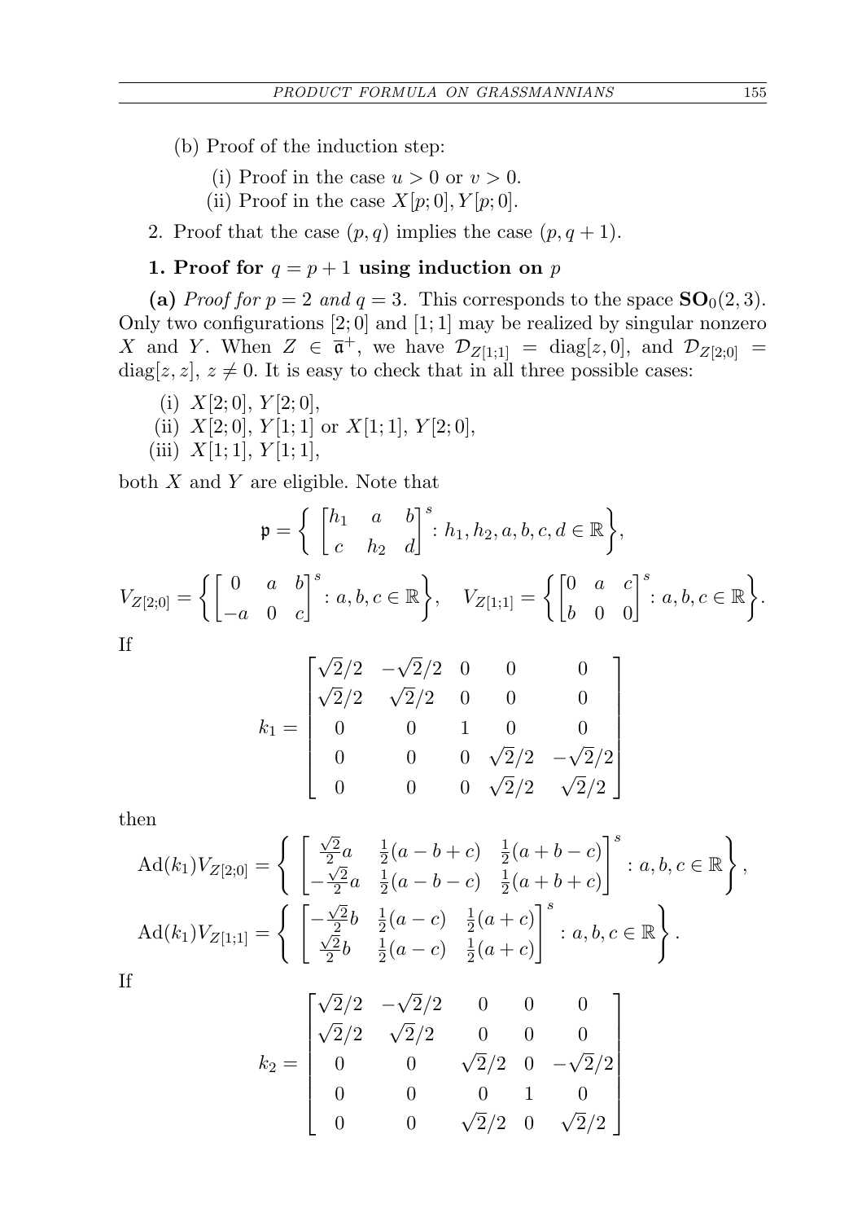(b) Proof of the induction step:

(i) Proof in the case $u > 0$ or $v > 0$.

(ii) Proof in the case $X[p;0], Y[p;0]$.

2. Proof that the case $(p,q)$ implies the case $(p,q+1)$.

**1. Proof for $q = p+1$ using induction on $p$**

**(a)** *Proof for $p = 2$ and $q = 3$.* This corresponds to the space $\mathbf{SO}_0(2,3)$. Only two configurations $[2;0]$ and $[1;1]$ may be realized by singular nonzero $X$ and $Y$. When $Z \in \overline{\mathfrak{a}}^+$, we have $\mathcal{D}_{Z[1;1]} = \operatorname{diag}[z,0]$, and $\mathcal{D}_{Z[2;0]} = \operatorname{diag}[z,z]$, $z \neq 0$. It is easy to check that in all three possible cases:

(i) $X[2;0]$, $Y[2;0]$,

(ii) $X[2;0]$, $Y[1;1]$ or $X[1;1]$, $Y[2;0]$,

(iii) $X[1;1]$, $Y[1;1]$,

both $X$ and $Y$ are eligible. Note that

$$\mathfrak{p} = \left\{ \begin{bmatrix} h_1 & a & b \\ c & h_2 & d \end{bmatrix}^s : h_1, h_2, a, b, c, d \in \mathbb{R} \right\},$$

$$V_{Z[2;0]} = \left\{ \begin{bmatrix} 0 & a & b \\ -a & 0 & c \end{bmatrix}^s : a, b, c \in \mathbb{R} \right\}, \quad V_{Z[1;1]} = \left\{ \begin{bmatrix} 0 & a & c \\ b & 0 & 0 \end{bmatrix}^s : a, b, c \in \mathbb{R} \right\}.$$

If

$$k_1 = \begin{bmatrix} \sqrt{2}/2 & -\sqrt{2}/2 & 0 & 0 & 0 \\ \sqrt{2}/2 & \sqrt{2}/2 & 0 & 0 & 0 \\ 0 & 0 & 1 & 0 & 0 \\ 0 & 0 & 0 & \sqrt{2}/2 & -\sqrt{2}/2 \\ 0 & 0 & 0 & \sqrt{2}/2 & \sqrt{2}/2 \end{bmatrix}$$

then

$$\operatorname{Ad}(k_1) V_{Z[2;0]} = \left\{ \begin{bmatrix} \frac{\sqrt{2}}{2} a & \frac{1}{2}(a-b+c) & \frac{1}{2}(a+b-c) \\ -\frac{\sqrt{2}}{2} a & \frac{1}{2}(a-b-c) & \frac{1}{2}(a+b+c) \end{bmatrix}^s : a, b, c \in \mathbb{R} \right\},$$

$$\operatorname{Ad}(k_1) V_{Z[1;1]} = \left\{ \begin{bmatrix} -\frac{\sqrt{2}}{2} b & \frac{1}{2}(a-c) & \frac{1}{2}(a+c) \\ \frac{\sqrt{2}}{2} b & \frac{1}{2}(a-c) & \frac{1}{2}(a+c) \end{bmatrix}^s : a, b, c \in \mathbb{R} \right\}.$$

If

$$k_2 = \begin{bmatrix} \sqrt{2}/2 & -\sqrt{2}/2 & 0 & 0 & 0 \\ \sqrt{2}/2 & \sqrt{2}/2 & 0 & 0 & 0 \\ 0 & 0 & \sqrt{2}/2 & 0 & -\sqrt{2}/2 \\ 0 & 0 & 0 & 1 & 0 \\ 0 & 0 & \sqrt{2}/2 & 0 & \sqrt{2}/2 \end{bmatrix}$$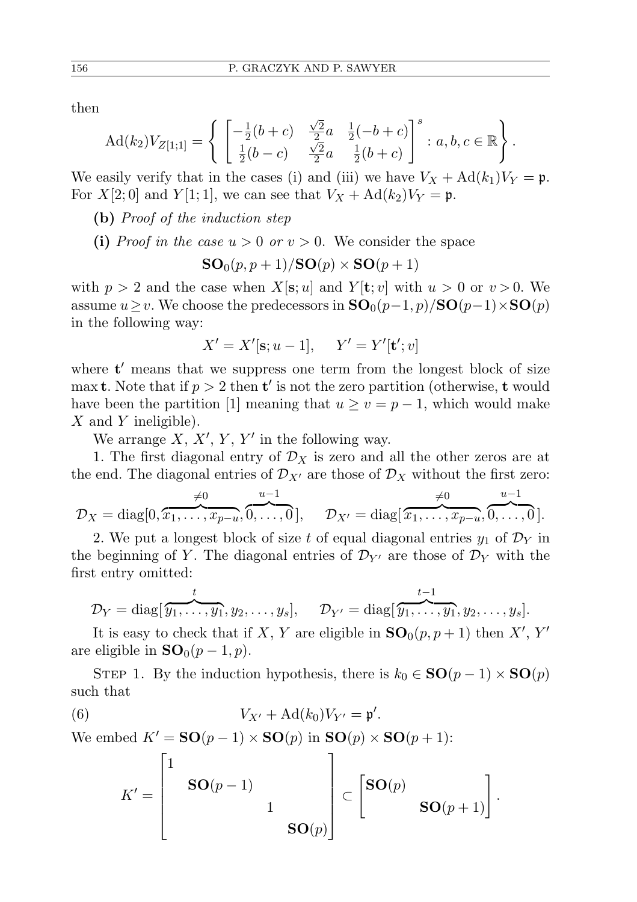then

$$\mathrm{Ad}(k_2)V_{Z[1;1]} = \left\{ \begin{bmatrix} -\frac{1}{2}(b+c) & \frac{\sqrt{2}}{2}a & \frac{1}{2}(-b+c) \\ \frac{1}{2}(b-c) & \frac{\sqrt{2}}{2}a & \frac{1}{2}(b+c) \end{bmatrix}^s : a,b,c \in \mathbb{R} \right\}.$$

We easily verify that in the cases (i) and (iii) we have $V_X + \mathrm{Ad}(k_1)V_Y = \mathfrak{p}$. For $X[2;0]$ and $Y[1;1]$, we can see that $V_X + \mathrm{Ad}(k_2)V_Y = \mathfrak{p}$.

**(b)** *Proof of the induction step*

**(i)** *Proof in the case $u > 0$ or $v > 0$.* We consider the space

$$\mathbf{SO}_0(p,p+1)/\mathbf{SO}(p)\times\mathbf{SO}(p+1)$$

with $p > 2$ and the case when $X[\mathbf{s};u]$ and $Y[\mathbf{t};v]$ with $u > 0$ or $v > 0$. We assume $u \geq v$. We choose the predecessors in $\mathbf{SO}_0(p-1,p)/\mathbf{SO}(p-1)\times\mathbf{SO}(p)$ in the following way:

$$X' = X'[\mathbf{s};u-1], \qquad Y' = Y'[\mathbf{t}';v]$$

where $\mathbf{t}'$ means that we suppress one term from the longest block of size $\max\mathbf{t}$. Note that if $p > 2$ then $\mathbf{t}'$ is not the zero partition (otherwise, $\mathbf{t}$ would have been the partition $[1]$ meaning that $u \geq v = p-1$, which would make $X$ and $Y$ ineligible).

We arrange $X$, $X'$, $Y$, $Y'$ in the following way.

1. The first diagonal entry of $\mathcal{D}_X$ is zero and all the other zeros are at the end. The diagonal entries of $\mathcal{D}_{X'}$ are those of $\mathcal{D}_X$ without the first zero:

$$\mathcal{D}_X = \mathrm{diag}[0,\overbrace{x_1,\ldots,x_{p-u}}^{\neq 0},\overbrace{0,\ldots,0}^{u-1}], \qquad \mathcal{D}_{X'} = \mathrm{diag}[\overbrace{x_1,\ldots,x_{p-u}}^{\neq 0},\overbrace{0,\ldots,0}^{u-1}].$$

2. We put a longest block of size $t$ of equal diagonal entries $y_1$ of $\mathcal{D}_Y$ in the beginning of $Y$. The diagonal entries of $\mathcal{D}_{Y'}$ are those of $\mathcal{D}_Y$ with the first entry omitted:

$$\mathcal{D}_Y = \mathrm{diag}[\overbrace{y_1,\ldots,y_1}^{t},y_2,\ldots,y_s], \qquad \mathcal{D}_{Y'} = \mathrm{diag}[\overbrace{y_1,\ldots,y_1}^{t-1},y_2,\ldots,y_s].$$

It is easy to check that if $X$, $Y$ are eligible in $\mathbf{SO}_0(p,p+1)$ then $X'$, $Y'$ are eligible in $\mathbf{SO}_0(p-1,p)$.

STEP 1. By the induction hypothesis, there is $k_0 \in \mathbf{SO}(p-1)\times\mathbf{SO}(p)$ such that

$$V_{X'} + \mathrm{Ad}(k_0)V_{Y'} = \mathfrak{p}'. \tag{6}$$

We embed $K' = \mathbf{SO}(p-1)\times\mathbf{SO}(p)$ in $\mathbf{SO}(p)\times\mathbf{SO}(p+1)$:

$$K' = \begin{bmatrix} 1 & & & \\ & \mathbf{SO}(p-1) & & \\ & & 1 & \\ & & & \mathbf{SO}(p) \end{bmatrix} \subset \begin{bmatrix} \mathbf{SO}(p) & \\ & \mathbf{SO}(p+1) \end{bmatrix}.$$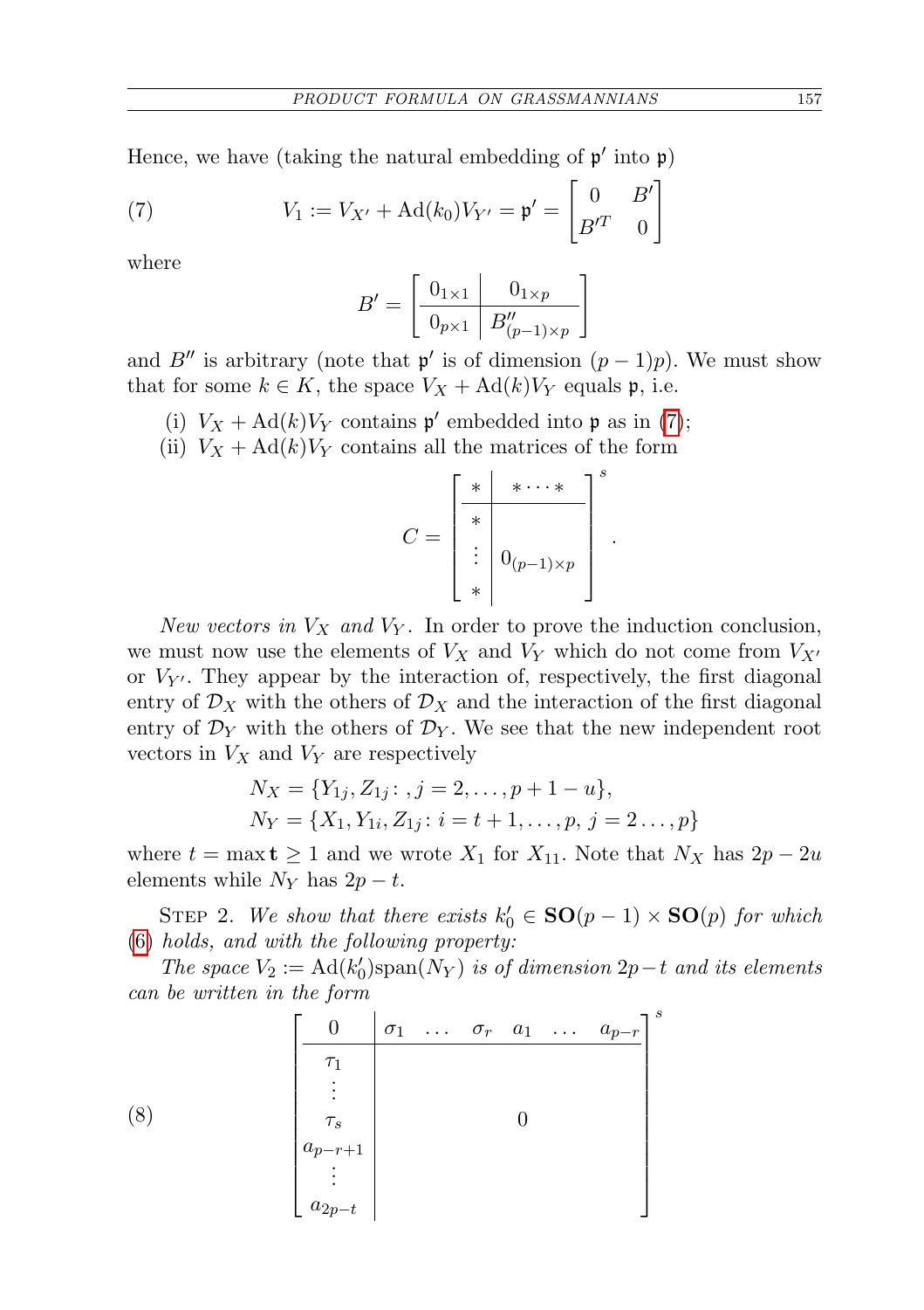Hence, we have (taking the natural embedding of $\mathfrak{p}'$ into $\mathfrak{p}$)

$$V_1 := V_{X'} + \operatorname{Ad}(k_0)V_{Y'} = \mathfrak{p}' = \begin{bmatrix} 0 & B' \\ B'^T & 0 \end{bmatrix} \tag{7}$$

where

$$B' = \left[\begin{array}{c|c} 0_{1\times 1} & 0_{1\times p} \\ \hline 0_{p\times 1} & B''_{(p-1)\times p} \end{array}\right]$$

and $B''$ is arbitrary (note that $\mathfrak{p}'$ is of dimension $(p-1)p$). We must show that for some $k \in K$, the space $V_X + \operatorname{Ad}(k)V_Y$ equals $\mathfrak{p}$, i.e.

(i) $V_X + \operatorname{Ad}(k)V_Y$ contains $\mathfrak{p}'$ embedded into $\mathfrak{p}$ as in (7);

(ii) $V_X + \operatorname{Ad}(k)V_Y$ contains all the matrices of the form

$$C = \left[\begin{array}{c|c} * & * \cdots * \\ \hline * & \\ \vdots & 0_{(p-1)\times p} \\ * & \end{array}\right]^s .$$

*New vectors in $V_X$ and $V_Y$.* In order to prove the induction conclusion, we must now use the elements of $V_X$ and $V_Y$ which do not come from $V_{X'}$ or $V_{Y'}$. They appear by the interaction of, respectively, the first diagonal entry of $\mathcal{D}_X$ with the others of $\mathcal{D}_X$ and the interaction of the first diagonal entry of $\mathcal{D}_Y$ with the others of $\mathcal{D}_Y$. We see that the new independent root vectors in $V_X$ and $V_Y$ are respectively

$$N_X = \{Y_{1j}, Z_{1j} \colon, j = 2, \ldots, p+1-u\},$$
$$N_Y = \{X_1, Y_{1i}, Z_{1j} \colon i = t+1, \ldots, p,\ j = 2 \ldots, p\}$$

where $t = \max \mathbf{t} \geq 1$ and we wrote $X_1$ for $X_{11}$. Note that $N_X$ has $2p - 2u$ elements while $N_Y$ has $2p - t$.

Step 2. *We show that there exists $k_0' \in \mathbf{SO}(p-1) \times \mathbf{SO}(p)$ for which* (6) *holds, and with the following property:*

*The space $V_2 := \operatorname{Ad}(k_0')\operatorname{span}(N_Y)$ is of dimension $2p-t$ and its elements can be written in the form*

$$\left[\begin{array}{c|cccccc} 0 & \sigma_1 & \ldots & \sigma_r & a_1 & \ldots & a_{p-r} \\ \hline \tau_1 & & & & & & \\ \vdots & & & & & & \\ \tau_s & & & 0 & & & \\ a_{p-r+1} & & & & & & \\ \vdots & & & & & & \\ a_{2p-t} & & & & & & \end{array}\right]^s \tag{8}$$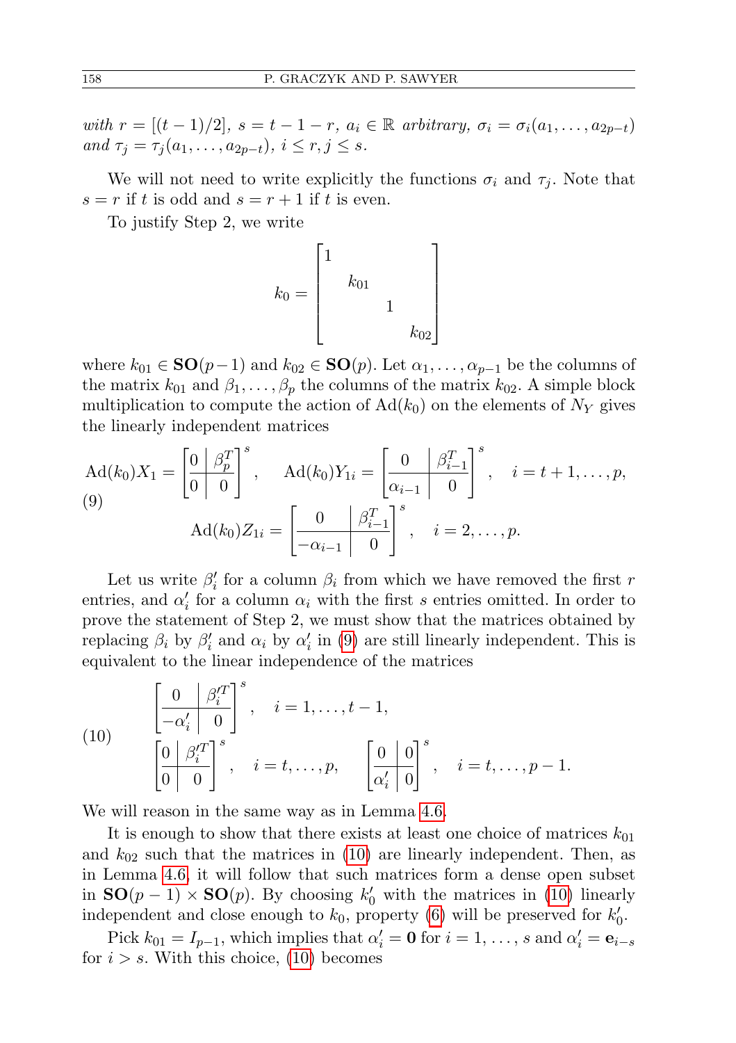*with* $r=[(t-1)/2]$, $s=t-1-r$, $a_i\in\mathbb{R}$ *arbitrary*, $\sigma_i=\sigma_i(a_1,\dots,a_{2p-t})$ *and* $\tau_j=\tau_j(a_1,\dots,a_{2p-t})$, $i\le r, j\le s$.

We will not need to write explicitly the functions $\sigma_i$ and $\tau_j$. Note that $s=r$ if $t$ is odd and $s=r+1$ if $t$ is even.

To justify Step 2, we write

$$k_0=\begin{bmatrix}1&&&\\&k_{01}&&\\&&1&\\&&&k_{02}\end{bmatrix}$$

where $k_{01}\in\mathbf{SO}(p-1)$ and $k_{02}\in\mathbf{SO}(p)$. Let $\alpha_1,\dots,\alpha_{p-1}$ be the columns of the matrix $k_{01}$ and $\beta_1,\dots,\beta_p$ the columns of the matrix $k_{02}$. A simple block multiplication to compute the action of $\mathrm{Ad}(k_0)$ on the elements of $N_Y$ gives the linearly independent matrices

$$\tag{9}\begin{gathered}\mathrm{Ad}(k_0)X_1=\left[\begin{array}{c|c}0&\beta_p^T\\\hline 0&0\end{array}\right]^s,\quad \mathrm{Ad}(k_0)Y_{1i}=\left[\begin{array}{c|c}0&\beta_{i-1}^T\\\hline \alpha_{i-1}&0\end{array}\right]^s,\quad i=t+1,\dots,p,\\ \mathrm{Ad}(k_0)Z_{1i}=\left[\begin{array}{c|c}0&\beta_{i-1}^T\\\hline -\alpha_{i-1}&0\end{array}\right]^s,\quad i=2,\dots,p.\end{gathered}$$

Let us write $\beta_i'$ for a column $\beta_i$ from which we have removed the first $r$ entries, and $\alpha_i'$ for a column $\alpha_i$ with the first $s$ entries omitted. In order to prove the statement of Step 2, we must show that the matrices obtained by replacing $\beta_i$ by $\beta_i'$ and $\alpha_i$ by $\alpha_i'$ in (9) are still linearly independent. This is equivalent to the linear independence of the matrices

$$\tag{10}\begin{gathered}\left[\begin{array}{c|c}0&\beta_i'^T\\\hline -\alpha_i'&0\end{array}\right]^s,\quad i=1,\dots,t-1,\\ \left[\begin{array}{c|c}0&\beta_i'^T\\\hline 0&0\end{array}\right]^s,\quad i=t,\dots,p,\qquad \left[\begin{array}{c|c}0&0\\\hline \alpha_i'&0\end{array}\right]^s,\quad i=t,\dots,p-1.\end{gathered}$$

We will reason in the same way as in Lemma 4.6.

It is enough to show that there exists at least one choice of matrices $k_{01}$ and $k_{02}$ such that the matrices in (10) are linearly independent. Then, as in Lemma 4.6, it will follow that such matrices form a dense open subset in $\mathbf{SO}(p-1)\times\mathbf{SO}(p)$. By choosing $k_0'$ with the matrices in (10) linearly independent and close enough to $k_0$, property (6) will be preserved for $k_0'$.

Pick $k_{01}=I_{p-1}$, which implies that $\alpha_i'=\mathbf{0}$ for $i=1,\dots,s$ and $\alpha_i'=\mathbf{e}_{i-s}$ for $i>s$. With this choice, (10) becomes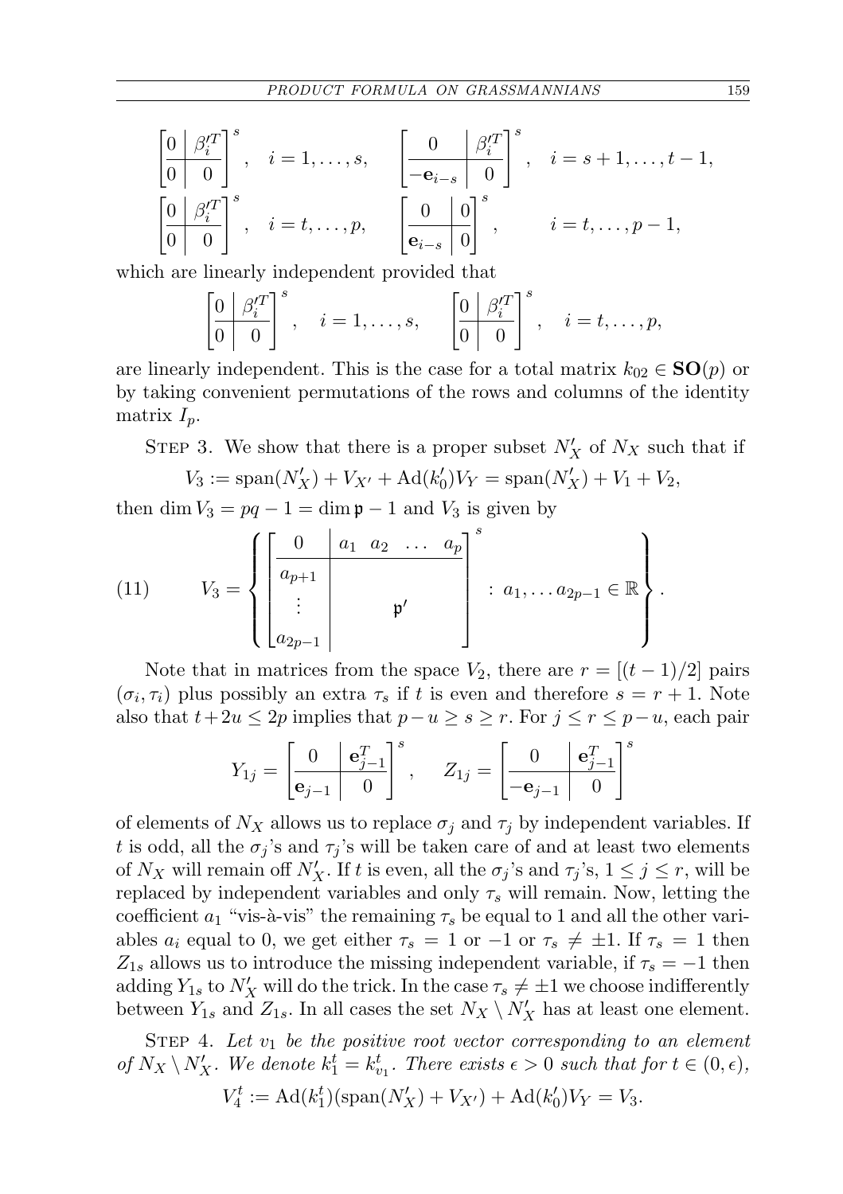$$\left[\begin{array}{c|c} 0 & \beta_i'^T \\ \hline 0 & 0 \end{array}\right]^s, \quad i=1,\dots,s, \qquad \left[\begin{array}{c|c} 0 & \beta_i'^T \\ \hline -\mathbf{e}_{i-s} & 0 \end{array}\right]^s, \quad i=s+1,\dots,t-1,$$

$$\left[\begin{array}{c|c} 0 & \beta_i'^T \\ \hline 0 & 0 \end{array}\right]^s, \quad i=t,\dots,p, \qquad \left[\begin{array}{c|c} 0 & 0 \\ \hline \mathbf{e}_{i-s} & 0 \end{array}\right]^s, \qquad i=t,\dots,p-1,$$

which are linearly independent provided that

$$\left[\begin{array}{c|c} 0 & \beta_i'^T \\ \hline 0 & 0 \end{array}\right]^s, \quad i=1,\dots,s, \qquad \left[\begin{array}{c|c} 0 & \beta_i'^T \\ \hline 0 & 0 \end{array}\right]^s, \quad i=t,\dots,p,$$

are linearly independent. This is the case for a total matrix $k_{02} \in \mathbf{SO}(p)$ or by taking convenient permutations of the rows and columns of the identity matrix $I_p$.

STEP 3. We show that there is a proper subset $N_X'$ of $N_X$ such that if

$$V_3 := \operatorname{span}(N_X') + V_{X'} + \operatorname{Ad}(k_0')V_Y = \operatorname{span}(N_X') + V_1 + V_2,$$

then $\dim V_3 = pq - 1 = \dim \mathfrak{p} - 1$ and $V_3$ is given by

$$V_3 = \left\{ \left[\begin{array}{c|c} 0 & a_1 \ \ a_2 \ \ \dots \ \ a_p \\ \hline a_{p+1} & \\ \vdots & \mathfrak{p}' \\ a_{2p-1} & \end{array}\right]^s : a_1, \dots a_{2p-1} \in \mathbb{R} \right\}. \tag{11}$$

Note that in matrices from the space $V_2$, there are $r = [(t-1)/2]$ pairs $(\sigma_i, \tau_i)$ plus possibly an extra $\tau_s$ if $t$ is even and therefore $s = r+1$. Note also that $t + 2u \le 2p$ implies that $p - u \ge s \ge r$. For $j \le r \le p-u$, each pair

$$Y_{1j} = \left[\begin{array}{c|c} 0 & \mathbf{e}_{j-1}^T \\ \hline \mathbf{e}_{j-1} & 0 \end{array}\right]^s, \qquad Z_{1j} = \left[\begin{array}{c|c} 0 & \mathbf{e}_{j-1}^T \\ \hline -\mathbf{e}_{j-1} & 0 \end{array}\right]^s$$

of elements of $N_X$ allows us to replace $\sigma_j$ and $\tau_j$ by independent variables. If $t$ is odd, all the $\sigma_j$'s and $\tau_j$'s will be taken care of and at least two elements of $N_X$ will remain off $N_X'$. If $t$ is even, all the $\sigma_j$'s and $\tau_j$'s, $1 \le j \le r$, will be replaced by independent variables and only $\tau_s$ will remain. Now, letting the coefficient $a_1$ "vis-à-vis" the remaining $\tau_s$ be equal to 1 and all the other variables $a_i$ equal to 0, we get either $\tau_s = 1$ or $-1$ or $\tau_s \neq \pm 1$. If $\tau_s = 1$ then $Z_{1s}$ allows us to introduce the missing independent variable, if $\tau_s = -1$ then adding $Y_{1s}$ to $N_X'$ will do the trick. In the case $\tau_s \neq \pm 1$ we choose indifferently between $Y_{1s}$ and $Z_{1s}$. In all cases the set $N_X \setminus N_X'$ has at least one element.

STEP 4. *Let $v_1$ be the positive root vector corresponding to an element of $N_X \setminus N_X'$. We denote $k_1^t = k_{v_1}^t$. There exists $\epsilon > 0$ such that for $t \in (0, \epsilon)$,*

$$V_4^t := \operatorname{Ad}(k_1^t)(\operatorname{span}(N_X') + V_{X'}) + \operatorname{Ad}(k_0')V_Y = V_3.$$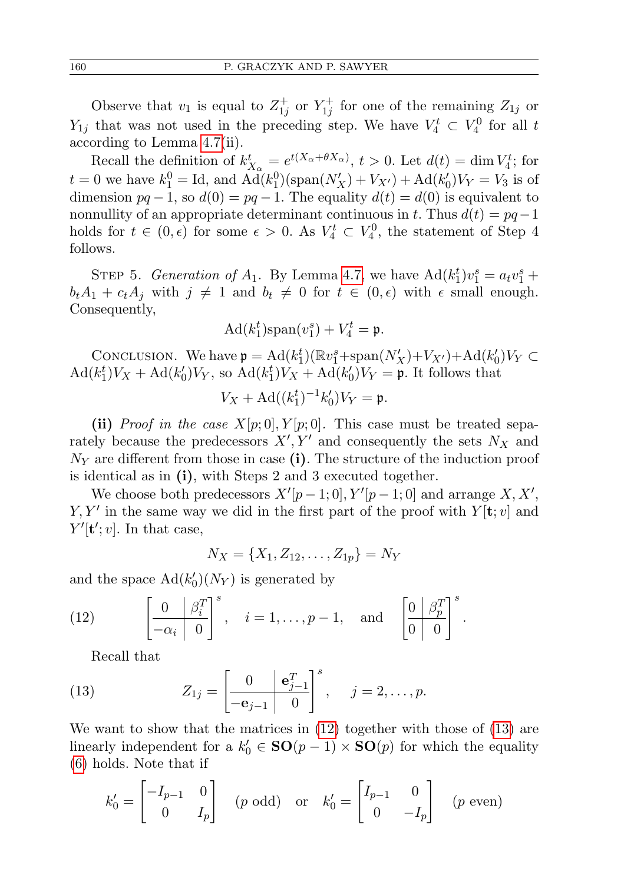Observe that $v_1$ is equal to $Z_{1j}^+$ or $Y_{1j}^+$ for one of the remaining $Z_{1j}$ or $Y_{1j}$ that was not used in the preceding step. We have $V_4^t \subset V_4^0$ for all $t$ according to Lemma 4.7(ii).

Recall the definition of $k^t_{X_\alpha} = e^{t(X_\alpha + \theta X_\alpha)}$, $t>0$. Let $d(t) = \dim V_4^t$; for $t=0$ we have $k_1^0 = \mathrm{Id}$, and $\mathrm{Ad}(k_1^0)(\mathrm{span}(N'_X) + V_{X'}) + \mathrm{Ad}(k'_0)V_Y = V_3$ is of dimension $pq-1$, so $d(0) = pq-1$. The equality $d(t) = d(0)$ is equivalent to nonnullity of an appropriate determinant continuous in $t$. Thus $d(t) = pq-1$ holds for $t \in (0,\epsilon)$ for some $\epsilon > 0$. As $V_4^t \subset V_4^0$, the statement of Step 4 follows.

Step 5. *Generation of* $A_1$. By Lemma 4.7, we have $\mathrm{Ad}(k_1^t)v_1^s = a_t v_1^s + b_t A_1 + c_t A_j$ with $j \neq 1$ and $b_t \neq 0$ for $t \in (0,\epsilon)$ with $\epsilon$ small enough. Consequently,

$$\mathrm{Ad}(k_1^t)\mathrm{span}(v_1^s) + V_4^t = \mathfrak{p}.$$

Conclusion. We have $\mathfrak{p} = \mathrm{Ad}(k_1^t)(\mathbb{R}v_1^s + \mathrm{span}(N'_X) + V_{X'}) + \mathrm{Ad}(k'_0)V_Y \subset \mathrm{Ad}(k_1^t)V_X + \mathrm{Ad}(k'_0)V_Y$, so $\mathrm{Ad}(k_1^t)V_X + \mathrm{Ad}(k'_0)V_Y = \mathfrak{p}$. It follows that

$$V_X + \mathrm{Ad}((k_1^t)^{-1}k'_0)V_Y = \mathfrak{p}.$$

**(ii)** *Proof in the case* $X[p;0], Y[p;0]$. This case must be treated separately because the predecessors $X', Y'$ and consequently the sets $N_X$ and $N_Y$ are different from those in case **(i)**. The structure of the induction proof is identical as in **(i)**, with Steps 2 and 3 executed together.

We choose both predecessors $X'[p-1;0], Y'[p-1;0]$ and arrange $X, X'$, $Y, Y'$ in the same way we did in the first part of the proof with $Y[\mathbf{t};v]$ and $Y'[\mathbf{t}';v]$. In that case,

$$N_X = \{X_1, Z_{12}, \ldots, Z_{1p}\} = N_Y$$

and the space $\mathrm{Ad}(k'_0)(N_Y)$ is generated by

$$\left[\begin{array}{c|c} 0 & \beta_i^T \\ \hline -\alpha_i & 0 \end{array}\right]^s, \quad i = 1,\ldots,p-1, \quad \text{and} \quad \left[\begin{array}{c|c} 0 & \beta_p^T \\ \hline 0 & 0 \end{array}\right]^s. \tag{12}$$

Recall that

$$Z_{1j} = \left[\begin{array}{c|c} 0 & \mathbf{e}_{j-1}^T \\ \hline -\mathbf{e}_{j-1} & 0 \end{array}\right]^s, \quad j = 2,\ldots,p. \tag{13}$$

We want to show that the matrices in (12) together with those of (13) are linearly independent for a $k'_0 \in \mathbf{SO}(p-1)\times\mathbf{SO}(p)$ for which the equality (6) holds. Note that if

$$k'_0 = \begin{bmatrix} -I_{p-1} & 0 \\ 0 & I_p \end{bmatrix} \quad (p \text{ odd}) \quad \text{or} \quad k'_0 = \begin{bmatrix} I_{p-1} & 0 \\ 0 & -I_p \end{bmatrix} \quad (p \text{ even})$$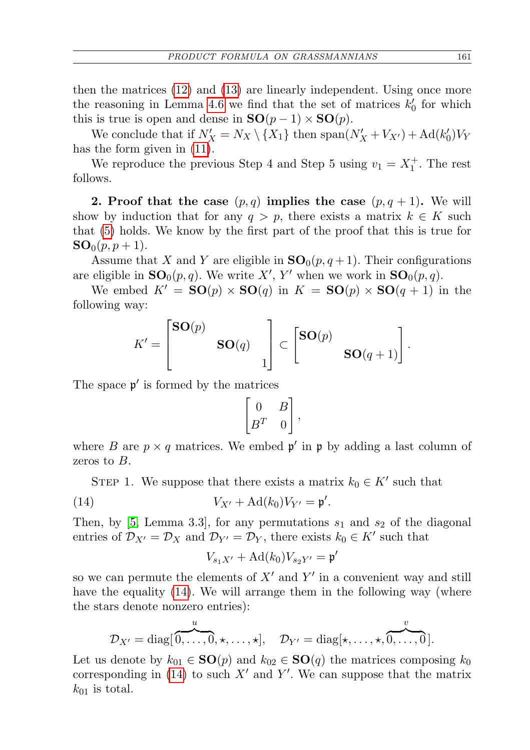then the matrices (12) and (13) are linearly independent. Using once more the reasoning in Lemma 4.6 we find that the set of matrices $k_0'$ for which this is true is open and dense in $\mathbf{SO}(p-1)\times\mathbf{SO}(p)$.

We conclude that if $N_X' = N_X\setminus\{X_1\}$ then $\mathrm{span}(N_X' + V_{X'}) + \mathrm{Ad}(k_0')V_Y$ has the form given in (11).

We reproduce the previous Step 4 and Step 5 using $v_1 = X_1^+$. The rest follows.

**2. Proof that the case $(p,q)$ implies the case $(p,q+1)$.** We will show by induction that for any $q>p$, there exists a matrix $k\in K$ such that (5) holds. We know by the first part of the proof that this is true for $\mathbf{SO}_0(p,p+1)$.

Assume that $X$ and $Y$ are eligible in $\mathbf{SO}_0(p,q+1)$. Their configurations are eligible in $\mathbf{SO}_0(p,q)$. We write $X'$, $Y'$ when we work in $\mathbf{SO}_0(p,q)$.

We embed $K' = \mathbf{SO}(p)\times\mathbf{SO}(q)$ in $K=\mathbf{SO}(p)\times\mathbf{SO}(q+1)$ in the following way:

$$K' = \begin{bmatrix} \mathbf{SO}(p) & & \\ & \mathbf{SO}(q) & \\ & & 1\end{bmatrix} \subset \begin{bmatrix} \mathbf{SO}(p) & \\ & \mathbf{SO}(q+1)\end{bmatrix}.$$

The space $\mathfrak{p}'$ is formed by the matrices

$$\begin{bmatrix} 0 & B\\ B^T & 0\end{bmatrix},$$

where $B$ are $p\times q$ matrices. We embed $\mathfrak{p}'$ in $\mathfrak{p}$ by adding a last column of zeros to $B$.

Step 1. We suppose that there exists a matrix $k_0\in K'$ such that

$$V_{X'} + \mathrm{Ad}(k_0)V_{Y'} = \mathfrak{p}'. \tag{14}$$

Then, by [5, Lemma 3.3], for any permutations $s_1$ and $s_2$ of the diagonal entries of $\mathcal{D}_{X'} = \mathcal{D}_X$ and $\mathcal{D}_{Y'} = \mathcal{D}_Y$, there exists $k_0\in K'$ such that

$$V_{s_1X'} + \mathrm{Ad}(k_0)V_{s_2Y'} = \mathfrak{p}'$$

so we can permute the elements of $X'$ and $Y'$ in a convenient way and still have the equality (14). We will arrange them in the following way (where the stars denote nonzero entries):

$$\mathcal{D}_{X'} = \mathrm{diag}[\overbrace{0,\ldots,0}^{u},\star,\ldots,\star],\quad \mathcal{D}_{Y'} = \mathrm{diag}[\star,\ldots,\star,\overbrace{0,\ldots,0}^{v}].$$

Let us denote by $k_{01}\in\mathbf{SO}(p)$ and $k_{02}\in\mathbf{SO}(q)$ the matrices composing $k_0$ corresponding in (14) to such $X'$ and $Y'$. We can suppose that the matrix $k_{01}$ is total.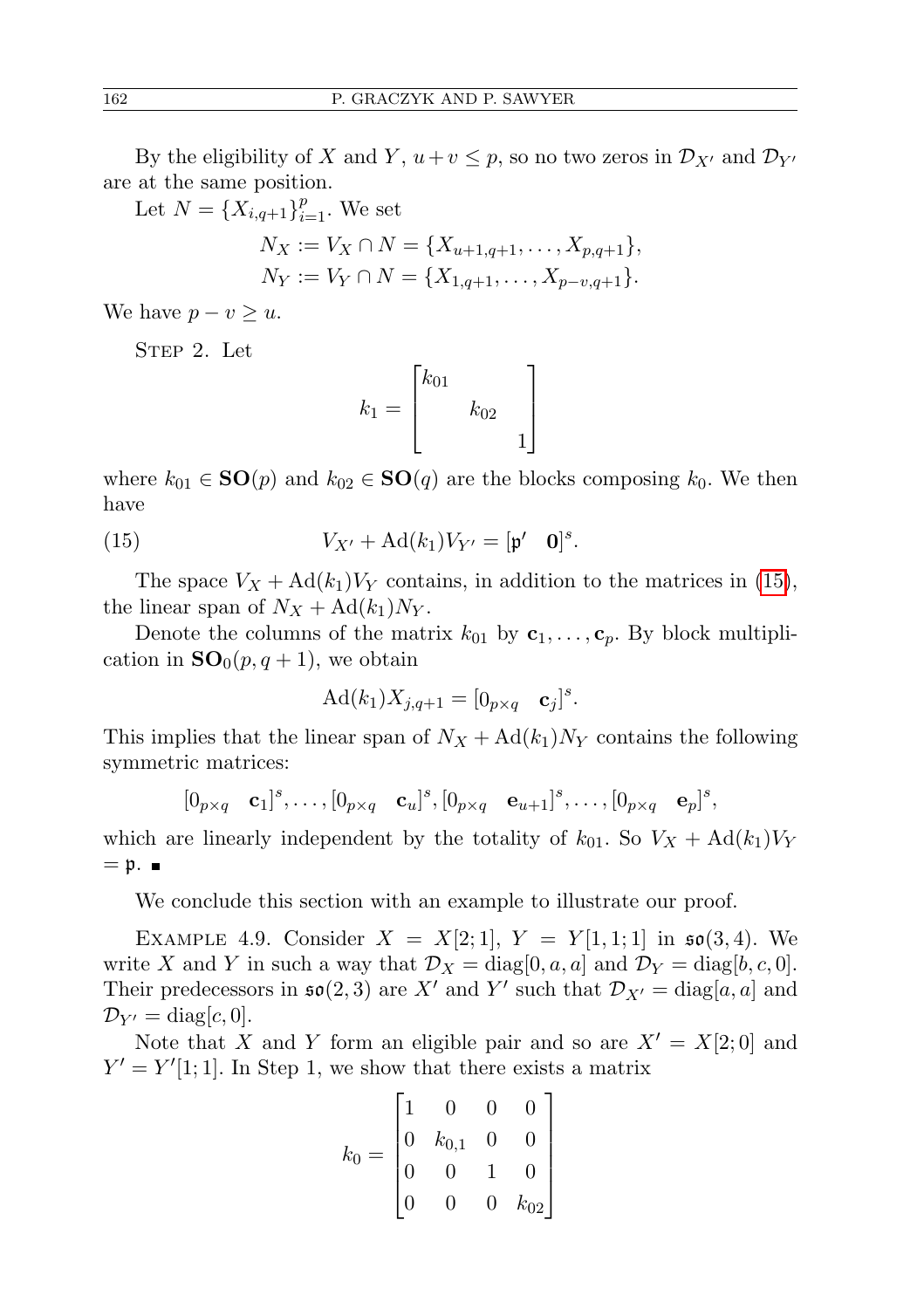By the eligibility of $X$ and $Y$, $u+v \le p$, so no two zeros in $\mathcal{D}_{X'}$ and $\mathcal{D}_{Y'}$ are at the same position.

Let $N = \{X_{i,q+1}\}_{i=1}^{p}$. We set

$$N_X := V_X \cap N = \{X_{u+1,q+1}, \dots, X_{p,q+1}\},$$
$$N_Y := V_Y \cap N = \{X_{1,q+1}, \dots, X_{p-v,q+1}\}.$$

We have $p - v \ge u$.

STEP 2. Let

$$k_1 = \begin{bmatrix} k_{01} & & \\ & k_{02} & \\ & & 1 \end{bmatrix}$$

where $k_{01} \in \mathbf{SO}(p)$ and $k_{02} \in \mathbf{SO}(q)$ are the blocks composing $k_0$. We then have

$$V_{X'} + \operatorname{Ad}(k_1)V_{Y'} = [\mathfrak{p}' \quad \mathbf{0}]^s. \tag{15}$$

The space $V_X + \operatorname{Ad}(k_1)V_Y$ contains, in addition to the matrices in (15), the linear span of $N_X + \operatorname{Ad}(k_1)N_Y$.

Denote the columns of the matrix $k_{01}$ by $\mathbf{c}_1, \dots, \mathbf{c}_p$. By block multiplication in $\mathbf{SO}_0(p, q+1)$, we obtain

$$\operatorname{Ad}(k_1)X_{j,q+1} = [0_{p\times q} \quad \mathbf{c}_j]^s.$$

This implies that the linear span of $N_X + \operatorname{Ad}(k_1)N_Y$ contains the following symmetric matrices:

$$[0_{p\times q} \quad \mathbf{c}_1]^s, \dots, [0_{p\times q} \quad \mathbf{c}_u]^s, [0_{p\times q} \quad \mathbf{e}_{u+1}]^s, \dots, [0_{p\times q} \quad \mathbf{e}_p]^s,$$

which are linearly independent by the totality of $k_{01}$. So $V_X + \operatorname{Ad}(k_1)V_Y = \mathfrak{p}$. ■

We conclude this section with an example to illustrate our proof.

EXAMPLE 4.9. Consider $X = X[2;1]$, $Y = Y[1,1;1]$ in $\mathfrak{so}(3,4)$. We write $X$ and $Y$ in such a way that $\mathcal{D}_X = \operatorname{diag}[0,a,a]$ and $\mathcal{D}_Y = \operatorname{diag}[b,c,0]$. Their predecessors in $\mathfrak{so}(2,3)$ are $X'$ and $Y'$ such that $\mathcal{D}_{X'} = \operatorname{diag}[a,a]$ and $\mathcal{D}_{Y'} = \operatorname{diag}[c,0]$.

Note that $X$ and $Y$ form an eligible pair and so are $X' = X[2;0]$ and $Y' = Y'[1;1]$. In Step 1, we show that there exists a matrix

$$k_0 = \begin{bmatrix} 1 & 0 & 0 & 0 \\ 0 & k_{0,1} & 0 & 0 \\ 0 & 0 & 1 & 0 \\ 0 & 0 & 0 & k_{02} \end{bmatrix}$$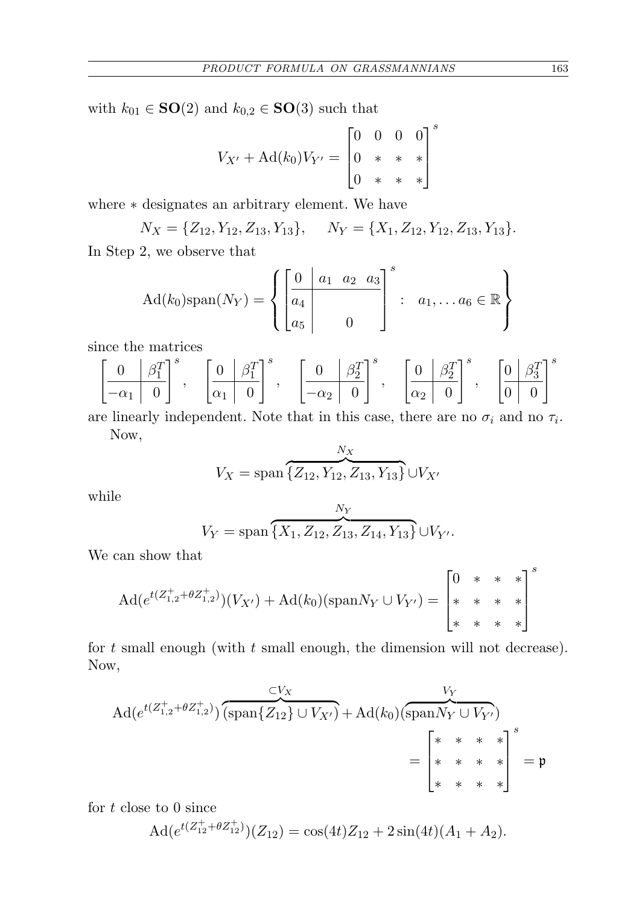with $k_{01} \in \mathbf{SO}(2)$ and $k_{0,2} \in \mathbf{SO}(3)$ such that

$$V_{X'} + \mathrm{Ad}(k_0)V_{Y'} = \begin{bmatrix} 0 & 0 & 0 & 0 \\ 0 & * & * & * \\ 0 & * & * & * \end{bmatrix}^s$$

where $*$ designates an arbitrary element. We have

$$N_X = \{Z_{12}, Y_{12}, Z_{13}, Y_{13}\}, \qquad N_Y = \{X_1, Z_{12}, Y_{12}, Z_{13}, Y_{13}\}.$$

In Step 2, we observe that

$$\mathrm{Ad}(k_0)\mathrm{span}(N_Y) = \left\{ \left[\begin{array}{c|ccc} 0 & a_1 & a_2 & a_3 \\ \hline a_4 & & & \\ a_5 & & 0 & \end{array}\right]^s : \ a_1, \dots a_6 \in \mathbb{R} \right\}$$

since the matrices

$$\left[\begin{array}{c|c} 0 & \beta_1^T \\ \hline -\alpha_1 & 0 \end{array}\right]^s, \quad \left[\begin{array}{c|c} 0 & \beta_1^T \\ \hline \alpha_1 & 0 \end{array}\right]^s, \quad \left[\begin{array}{c|c} 0 & \beta_2^T \\ \hline -\alpha_2 & 0 \end{array}\right]^s, \quad \left[\begin{array}{c|c} 0 & \beta_2^T \\ \hline \alpha_2 & 0 \end{array}\right]^s, \quad \left[\begin{array}{c|c} 0 & \beta_3^T \\ \hline 0 & 0 \end{array}\right]^s$$

are linearly independent. Note that in this case, there are no $\sigma_i$ and no $\tau_i$.

Now,

$$V_X = \mathrm{span}\,\overbrace{\{Z_{12}, Y_{12}, Z_{13}, Y_{13}\}}^{N_X} \cup V_{X'}$$

while

$$V_Y = \mathrm{span}\,\overbrace{\{X_1, Z_{12}, Z_{13}, Z_{14}, Y_{13}\}}^{N_Y} \cup V_{Y'}.$$

We can show that

$$\mathrm{Ad}(e^{t(Z_{1,2}^+ + \theta Z_{1,2}^+)})(V_{X'}) + \mathrm{Ad}(k_0)(\mathrm{span}N_Y \cup V_{Y'}) = \begin{bmatrix} 0 & * & * & * \\ * & * & * & * \\ * & * & * & * \end{bmatrix}^s$$

for $t$ small enough (with $t$ small enough, the dimension will not decrease). Now,

$$\mathrm{Ad}(e^{t(Z_{1,2}^+ + \theta Z_{1,2}^+)})\overbrace{(\mathrm{span}\{Z_{12}\} \cup V_{X'})}^{\subset V_X} + \mathrm{Ad}(k_0)(\overbrace{\mathrm{span}N_Y \cup V_{Y'}}^{V_Y}) = \begin{bmatrix} * & * & * & * \\ * & * & * & * \\ * & * & * & * \end{bmatrix}^s = \mathfrak{p}$$

for $t$ close to 0 since

$$\mathrm{Ad}(e^{t(Z_{12}^+ + \theta Z_{12}^+)})(Z_{12}) = \cos(4t)Z_{12} + 2\sin(4t)(A_1 + A_2).$$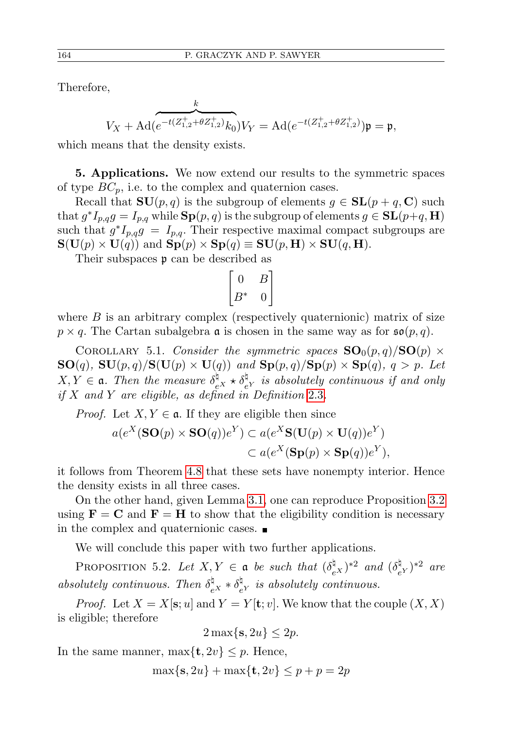Therefore,

$$V_X + \mathrm{Ad}(\overbrace{e^{-t(Z_{1,2}^+ + \theta Z_{1,2}^+)} k_0}^{k}) V_Y = \mathrm{Ad}(e^{-t(Z_{1,2}^+ + \theta Z_{1,2}^+)})\mathfrak{p} = \mathfrak{p},$$

which means that the density exists.

**5. Applications.** We now extend our results to the symmetric spaces of type $BC_p$, i.e. to the complex and quaternion cases.

Recall that $\mathbf{SU}(p,q)$ is the subgroup of elements $g \in \mathbf{SL}(p+q,\mathbf{C})$ such that $g^* I_{p,q} g = I_{p,q}$ while $\mathbf{Sp}(p,q)$ is the subgroup of elements $g \in \mathbf{SL}(p+q,\mathbf{H})$ such that $g^* I_{p,q} g = I_{p,q}$. Their respective maximal compact subgroups are $\mathbf{S}(\mathbf{U}(p)\times\mathbf{U}(q))$ and $\mathbf{Sp}(p)\times\mathbf{Sp}(q) \equiv \mathbf{SU}(p,\mathbf{H})\times\mathbf{SU}(q,\mathbf{H})$.

Their subspaces $\mathfrak{p}$ can be described as

$$\begin{bmatrix} 0 & B \\ B^* & 0 \end{bmatrix}$$

where $B$ is an arbitrary complex (respectively quaternionic) matrix of size $p \times q$. The Cartan subalgebra $\mathfrak{a}$ is chosen in the same way as for $\mathfrak{so}(p,q)$.

Corollary 5.1. *Consider the symmetric spaces $\mathbf{SO}_0(p,q)/\mathbf{SO}(p)\times\mathbf{SO}(q)$, $\mathbf{SU}(p,q)/\mathbf{S}(\mathbf{U}(p)\times\mathbf{U}(q))$ and $\mathbf{Sp}(p,q)/\mathbf{Sp}(p)\times\mathbf{Sp}(q)$, $q>p$. Let $X, Y \in \mathfrak{a}$. Then the measure $\delta^\natural_{e^X} \star \delta^\natural_{e^Y}$ is absolutely continuous if and only if $X$ and $Y$ are eligible, as defined in Definition 2.3.*

*Proof.* Let $X, Y \in \mathfrak{a}$. If they are eligible then since

$$\begin{aligned} a(e^X(\mathbf{SO}(p)\times\mathbf{SO}(q))e^Y) &\subset a(e^X\mathbf{S}(\mathbf{U}(p)\times\mathbf{U}(q))e^Y) \\ &\subset a(e^X(\mathbf{Sp}(p)\times\mathbf{Sp}(q))e^Y), \end{aligned}$$

it follows from Theorem 4.8 that these sets have nonempty interior. Hence the density exists in all three cases.

On the other hand, given Lemma 3.1, one can reproduce Proposition 3.2 using $\mathbf{F}=\mathbf{C}$ and $\mathbf{F}=\mathbf{H}$ to show that the eligibility condition is necessary in the complex and quaternionic cases. ∎

We will conclude this paper with two further applications.

Proposition 5.2. *Let $X, Y \in \mathfrak{a}$ be such that $(\delta^\natural_{e^X})^{*2}$ and $(\delta^\natural_{e^Y})^{*2}$ are absolutely continuous. Then $\delta^\natural_{e^X} * \delta^\natural_{e^Y}$ is absolutely continuous.*

*Proof.* Let $X = X[\mathbf{s}; u]$ and $Y = Y[\mathbf{t}; v]$. We know that the couple $(X,X)$ is eligible; therefore

$$2\max\{\mathbf{s}, 2u\} \le 2p.$$

In the same manner, $\max\{\mathbf{t}, 2v\} \le p$. Hence,

$$\max\{\mathbf{s}, 2u\} + \max\{\mathbf{t}, 2v\} \le p + p = 2p$$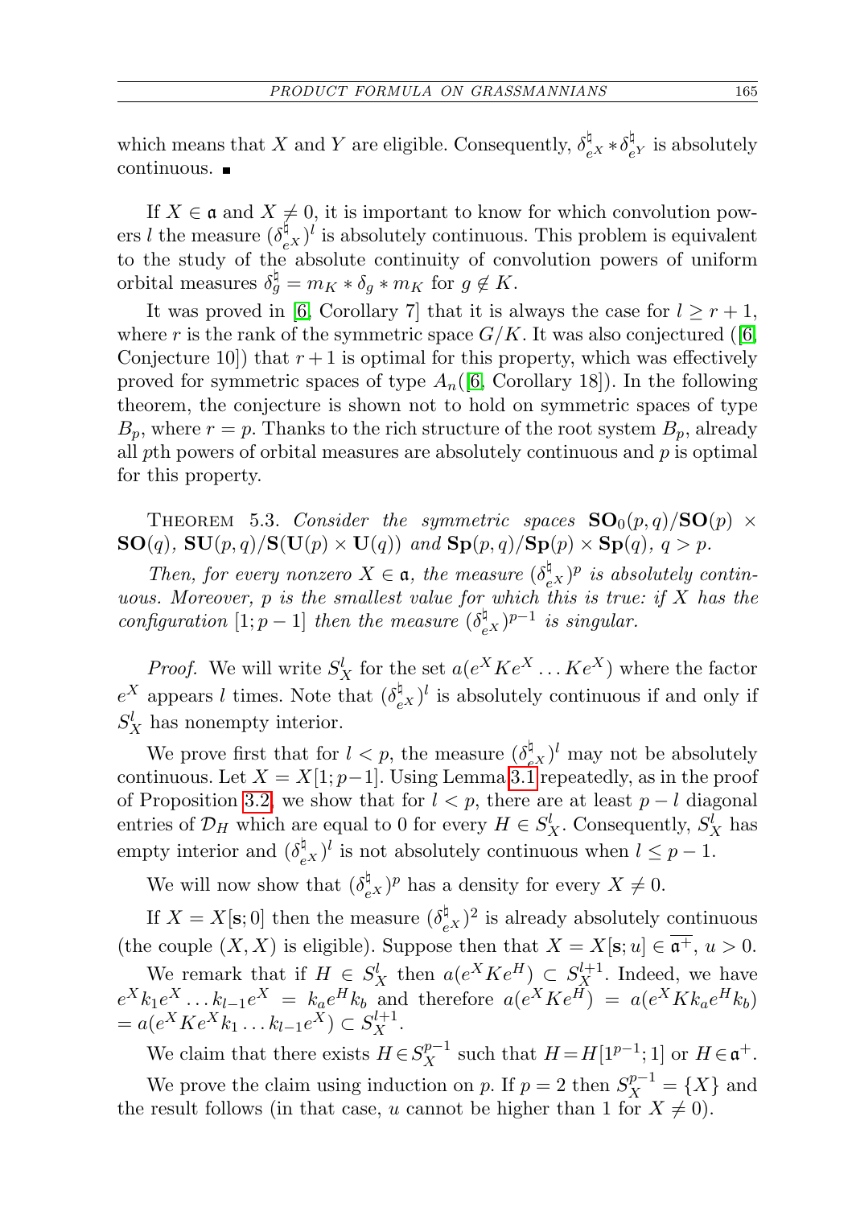which means that $X$ and $Y$ are eligible. Consequently, $\delta_{e^X}^\natural * \delta_{e^Y}^\natural$ is absolutely continuous. ■

If $X \in \mathfrak{a}$ and $X \neq 0$, it is important to know for which convolution powers $l$ the measure $(\delta_{e^X}^\natural)^l$ is absolutely continuous. This problem is equivalent to the study of the absolute continuity of convolution powers of uniform orbital measures $\delta_g^\natural = m_K * \delta_g * m_K$ for $g \notin K$.

It was proved in [6, Corollary 7] that it is always the case for $l \geq r+1$, where $r$ is the rank of the symmetric space $G/K$. It was also conjectured ([6, Conjecture 10]) that $r+1$ is optimal for this property, which was effectively proved for symmetric spaces of type $A_n$([6, Corollary 18]). In the following theorem, the conjecture is shown not to hold on symmetric spaces of type $B_p$, where $r = p$. Thanks to the rich structure of the root system $B_p$, already all $p$th powers of orbital measures are absolutely continuous and $p$ is optimal for this property.

Theorem 5.3. *Consider the symmetric spaces* $\mathbf{SO}_0(p,q)/\mathbf{SO}(p) \times \mathbf{SO}(q)$, $\mathbf{SU}(p,q)/\mathbf{S}(\mathbf{U}(p) \times \mathbf{U}(q))$ *and* $\mathbf{Sp}(p,q)/\mathbf{Sp}(p) \times \mathbf{Sp}(q)$, $q > p$.

*Then, for every nonzero* $X \in \mathfrak{a}$, *the measure* $(\delta_{e^X}^\natural)^p$ *is absolutely continuous. Moreover,* $p$ *is the smallest value for which this is true: if* $X$ *has the configuration* $[1; p-1]$ *then the measure* $(\delta_{e^X}^\natural)^{p-1}$ *is singular.*

*Proof.* We will write $S_X^l$ for the set $a(e^X K e^X \ldots K e^X)$ where the factor $e^X$ appears $l$ times. Note that $(\delta_{e^X}^\natural)^l$ is absolutely continuous if and only if $S_X^l$ has nonempty interior.

We prove first that for $l < p$, the measure $(\delta_{e^X}^\natural)^l$ may not be absolutely continuous. Let $X = X[1; p-1]$. Using Lemma 3.1 repeatedly, as in the proof of Proposition 3.2, we show that for $l < p$, there are at least $p - l$ diagonal entries of $\mathcal{D}_H$ which are equal to 0 for every $H \in S_X^l$. Consequently, $S_X^l$ has empty interior and $(\delta_{e^X}^\natural)^l$ is not absolutely continuous when $l \leq p-1$.

We will now show that $(\delta_{e^X}^\natural)^p$ has a density for every $X \neq 0$.

If $X = X[\mathbf{s}; 0]$ then the measure $(\delta_{e^X}^\natural)^2$ is already absolutely continuous (the couple $(X, X)$ is eligible). Suppose then that $X = X[\mathbf{s}; u] \in \overline{\mathfrak{a}^+}$, $u > 0$.

We remark that if $H \in S_X^l$ then $a(e^X K e^H) \subset S_X^{l+1}$. Indeed, we have $e^X k_1 e^X \ldots k_{l-1} e^X = k_a e^H k_b$ and therefore $a(e^X K e^H) = a(e^X K k_a e^H k_b)$ $= a(e^X K e^X k_1 \ldots k_{l-1} e^X) \subset S_X^{l+1}$.

We claim that there exists $H \in S_X^{p-1}$ such that $H = H[1^{p-1}; 1]$ or $H \in \mathfrak{a}^+$.

We prove the claim using induction on $p$. If $p = 2$ then $S_X^{p-1} = \{X\}$ and the result follows (in that case, $u$ cannot be higher than 1 for $X \neq 0$).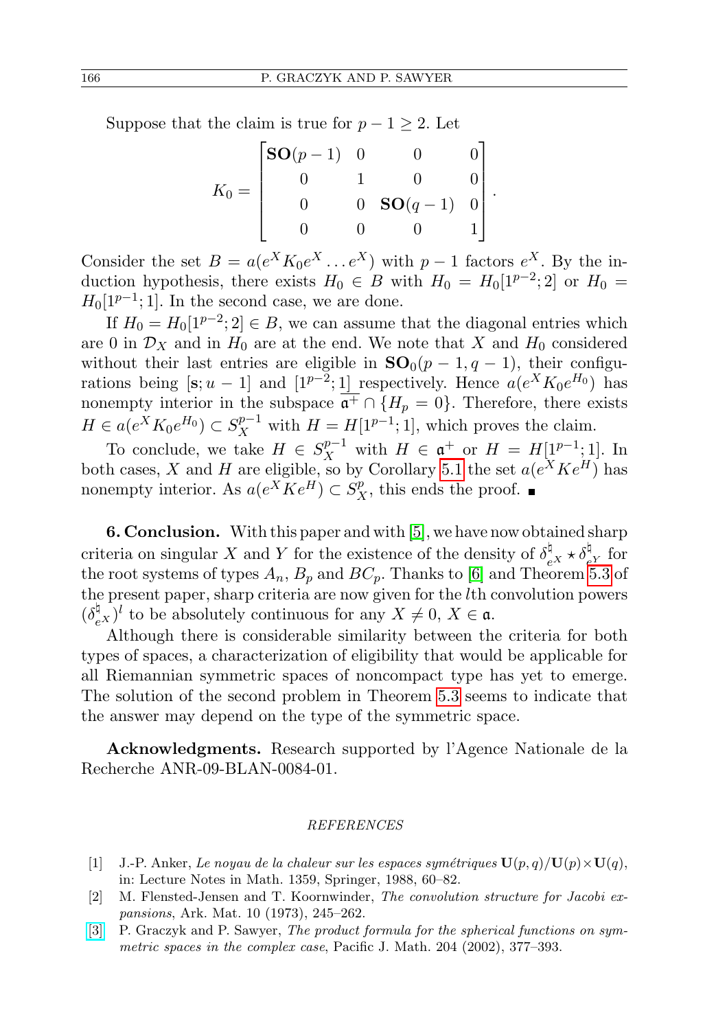Suppose that the claim is true for $p-1 \geq 2$. Let

$$K_0 = \begin{bmatrix} \mathbf{SO}(p-1) & 0 & 0 & 0 \\ 0 & 1 & 0 & 0 \\ 0 & 0 & \mathbf{SO}(q-1) & 0 \\ 0 & 0 & 0 & 1 \end{bmatrix}.$$

Consider the set $B = a(e^X K_0 e^X \dots e^X)$ with $p-1$ factors $e^X$. By the induction hypothesis, there exists $H_0 \in B$ with $H_0 = H_0[1^{p-2};2]$ or $H_0 = H_0[1^{p-1};1]$. In the second case, we are done.

If $H_0 = H_0[1^{p-2};2] \in B$, we can assume that the diagonal entries which are 0 in $\mathcal{D}_X$ and in $H_0$ are at the end. We note that $X$ and $H_0$ considered without their last entries are eligible in $\mathbf{SO}_0(p-1,q-1)$, their configurations being $[\mathbf{s};u-1]$ and $[1^{p-2};1]$ respectively. Hence $a(e^X K_0 e^{H_0})$ has nonempty interior in the subspace $\overline{\mathfrak{a}^+} \cap \{H_p = 0\}$. Therefore, there exists $H \in a(e^X K_0 e^{H_0}) \subset S_X^{p-1}$ with $H = H[1^{p-1};1]$, which proves the claim.

To conclude, we take $H \in S_X^{p-1}$ with $H \in \mathfrak{a}^+$ or $H = H[1^{p-1};1]$. In both cases, $X$ and $H$ are eligible, so by Corollary 5.1 the set $a(e^X K e^H)$ has nonempty interior. As $a(e^X K e^H) \subset S_X^p$, this ends the proof. ∎

**6. Conclusion.** With this paper and with [5], we have now obtained sharp criteria on singular $X$ and $Y$ for the existence of the density of $\delta_{e^X}^\natural \star \delta_{e^Y}^\natural$ for the root systems of types $A_n$, $B_p$ and $BC_p$. Thanks to [6] and Theorem 5.3 of the present paper, sharp criteria are now given for the $l$th convolution powers $(\delta_{e^X}^\natural)^l$ to be absolutely continuous for any $X \neq 0$, $X \in \mathfrak{a}$.

Although there is considerable similarity between the criteria for both types of spaces, a characterization of eligibility that would be applicable for all Riemannian symmetric spaces of noncompact type has yet to emerge. The solution of the second problem in Theorem 5.3 seems to indicate that the answer may depend on the type of the symmetric space.

**Acknowledgments.** Research supported by l'Agence Nationale de la Recherche ANR-09-BLAN-0084-01.

## REFERENCES

[1] J.-P. Anker, *Le noyau de la chaleur sur les espaces symétriques* $\mathbf{U}(p,q)/\mathbf{U}(p)\times\mathbf{U}(q)$, in: Lecture Notes in Math. 1359, Springer, 1988, 60–82.

[2] M. Flensted-Jensen and T. Koornwinder, *The convolution structure for Jacobi expansions*, Ark. Mat. 10 (1973), 245–262.

[3] P. Graczyk and P. Sawyer, *The product formula for the spherical functions on symmetric spaces in the complex case*, Pacific J. Math. 204 (2002), 377–393.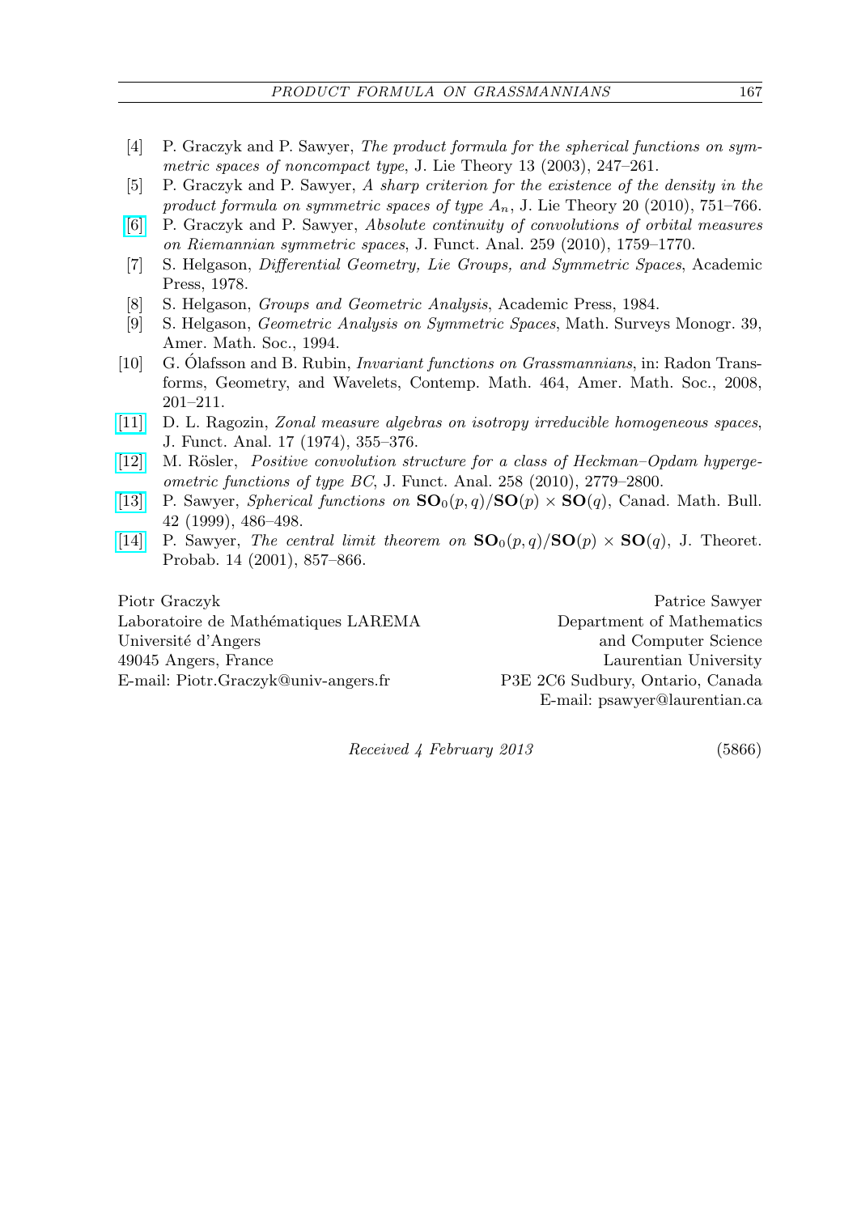[4] P. Graczyk and P. Sawyer, *The product formula for the spherical functions on symmetric spaces of noncompact type*, J. Lie Theory 13 (2003), 247–261.

[5] P. Graczyk and P. Sawyer, *A sharp criterion for the existence of the density in the product formula on symmetric spaces of type $A_n$*, J. Lie Theory 20 (2010), 751–766.

[6] P. Graczyk and P. Sawyer, *Absolute continuity of convolutions of orbital measures on Riemannian symmetric spaces*, J. Funct. Anal. 259 (2010), 1759–1770.

[7] S. Helgason, *Differential Geometry, Lie Groups, and Symmetric Spaces*, Academic Press, 1978.

[8] S. Helgason, *Groups and Geometric Analysis*, Academic Press, 1984.

[9] S. Helgason, *Geometric Analysis on Symmetric Spaces*, Math. Surveys Monogr. 39, Amer. Math. Soc., 1994.

[10] G. Ólafsson and B. Rubin, *Invariant functions on Grassmannians*, in: Radon Transforms, Geometry, and Wavelets, Contemp. Math. 464, Amer. Math. Soc., 2008, 201–211.

[11] D. L. Ragozin, *Zonal measure algebras on isotropy irreducible homogeneous spaces*, J. Funct. Anal. 17 (1974), 355–376.

[12] M. Rösler, *Positive convolution structure for a class of Heckman–Opdam hypergeometric functions of type BC*, J. Funct. Anal. 258 (2010), 2779–2800.

[13] P. Sawyer, *Spherical functions on* $\mathbf{SO}_0(p,q)/\mathbf{SO}(p) \times \mathbf{SO}(q)$, Canad. Math. Bull. 42 (1999), 486–498.

[14] P. Sawyer, *The central limit theorem on* $\mathbf{SO}_0(p,q)/\mathbf{SO}(p) \times \mathbf{SO}(q)$, J. Theoret. Probab. 14 (2001), 857–866.

Piotr Graczyk
Laboratoire de Mathématiques LAREMA
Université d'Angers
49045 Angers, France
E-mail: Piotr.Graczyk@univ-angers.fr

Patrice Sawyer
Department of Mathematics
and Computer Science
Laurentian University
P3E 2C6 Sudbury, Ontario, Canada
E-mail: psawyer@laurentian.ca

*Received 4 February 2013* (5866)